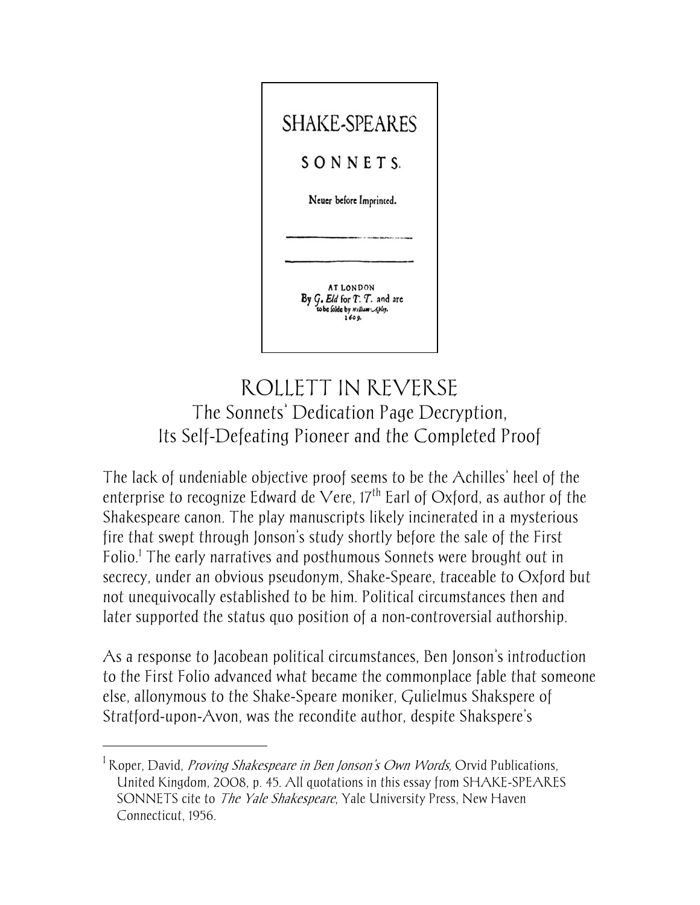SHAKE-SPEARES

SONNETS.

Neuer before Imprinted.

AT LONDON
By G. Eld for T. T. and are
to be solde by William Aspley.
1609.

# ROLLETT IN REVERSE

## The Sonnets' Dedication Page Decryption, Its Self-Defeating Pioneer and the Completed Proof

The lack of undeniable objective proof seems to be the Achilles' heel of the enterprise to recognize Edward de Vere, 17th Earl of Oxford, as author of the Shakespeare canon. The play manuscripts likely incinerated in a mysterious fire that swept through Jonson's study shortly before the sale of the First Folio.[1] The early narratives and posthumous Sonnets were brought out in secrecy, under an obvious pseudonym, Shake-Speare, traceable to Oxford but not unequivocally established to be him. Political circumstances then and later supported the status quo position of a non-controversial authorship.

As a response to Jacobean political circumstances, Ben Jonson's introduction to the First Folio advanced what became the commonplace fable that someone else, allonymous to the Shake-Speare moniker, Gulielmus Shakspere of Stratford-upon-Avon, was the recondite author, despite Shakspere's

---

[1] Roper, David, *Proving Shakespeare in Ben Jonson's Own Words,* Orvid Publications, United Kingdom, 2008, p. 45. All quotations in this essay from SHAKE-SPEARES SONNETS cite to *The Yale Shakespeare*, Yale University Press, New Haven Connecticut, 1956.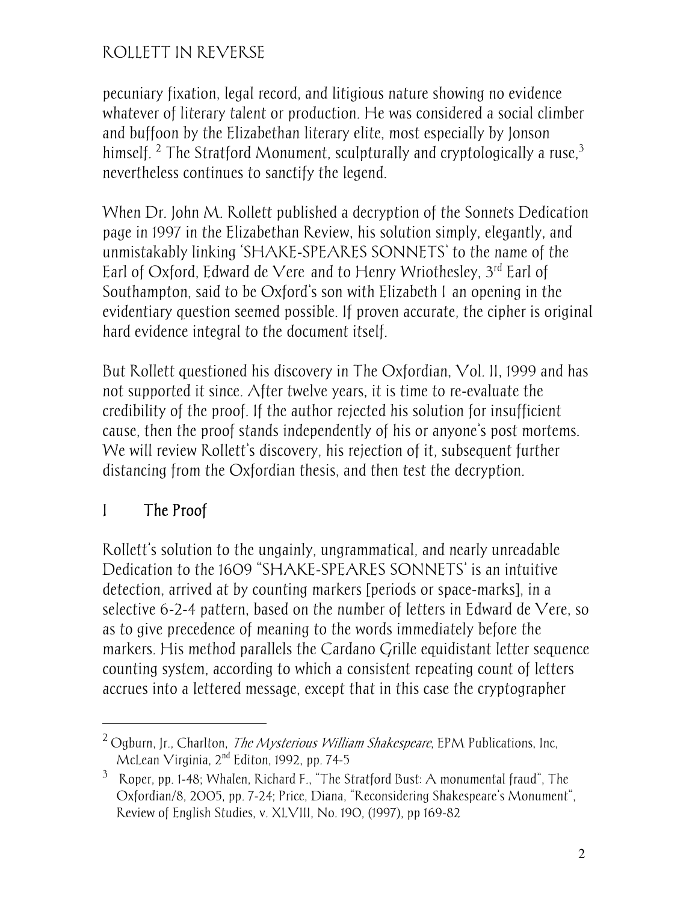pecuniary fixation, legal record, and litigious nature showing no evidence whatever of literary talent or production. He was considered a social climber and buffoon by the Elizabethan literary elite, most especially by Jonson himself. [2] The Stratford Monument, sculpturally and cryptologically a ruse,[3] nevertheless continues to sanctify the legend.

When Dr. John M. Rollett published a decryption of the Sonnets Dedication page in 1997 in the Elizabethan Review, his solution simply, elegantly, and unmistakably linking 'SHAKE-SPEARES SONNETS' to the name of the Earl of Oxford, Edward de Vere and to Henry Wriothesley, 3rd Earl of Southampton, said to be Oxford's son with Elizabeth I an opening in the evidentiary question seemed possible. If proven accurate, the cipher is original hard evidence integral to the document itself.

But Rollett questioned his discovery in The Oxfordian, Vol. II, 1999 and has not supported it since. After twelve years, it is time to re-evaluate the credibility of the proof. If the author rejected his solution for insufficient cause, then the proof stands independently of his or anyone's post mortems. We will review Rollett's discovery, his rejection of it, subsequent further distancing from the Oxfordian thesis, and then test the decryption.

## I The Proof

Rollett's solution to the ungainly, ungrammatical, and nearly unreadable Dedication to the 1609 "SHAKE-SPEARES SONNETS' is an intuitive detection, arrived at by counting markers [periods or space-marks], in a selective 6-2-4 pattern, based on the number of letters in Edward de Vere, so as to give precedence of meaning to the words immediately before the markers. His method parallels the Cardano Grille equidistant letter sequence counting system, according to which a consistent repeating count of letters accrues into a lettered message, except that in this case the cryptographer

---

[2] Ogburn, Jr., Charlton, *The Mysterious William Shakespeare*, EPM Publications, Inc, McLean Virginia, 2nd Editon, 1992, pp. 74-5

[3] Roper, pp. 1-48; Whalen, Richard F., "The Stratford Bust: A monumental fraud", The Oxfordian/8, 2005, pp. 7-24; Price, Diana, "Reconsidering Shakespeare's Monument", Review of English Studies, v. XLVIII, No. 190, (1997), pp 169-82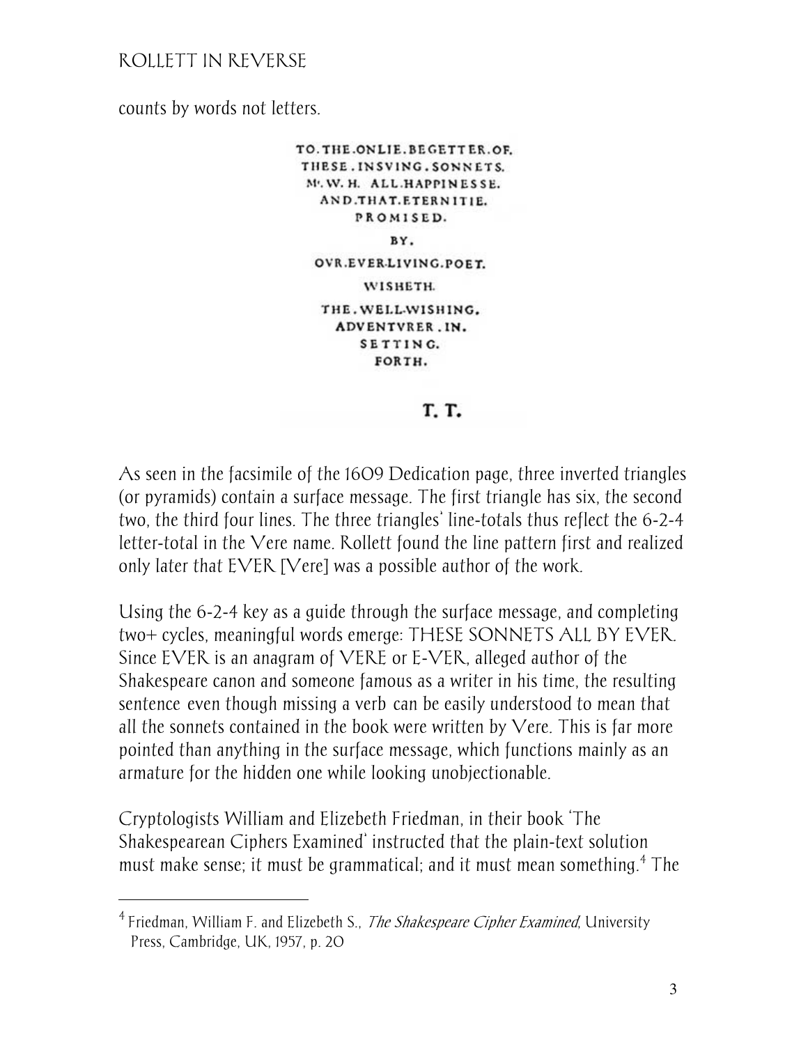counts by words not letters.

TO.THE.ONLIE.BEGETTER.OF.
THESE.INSVING.SONNETS.
Mr.W.H. ALL.HAPPINESSE.
AND.THAT.ETERNITIE.
PROMISED.
BY.
OVR.EVER-LIVING.POET.
WISHETH.
THE.WELL-WISHING.
ADVENTVRER.IN.
SETTING.
FORTH.

T. T.

As seen in the facsimile of the 1609 Dedication page, three inverted triangles (or pyramids) contain a surface message. The first triangle has six, the second two, the third four lines. The three triangles' line-totals thus reflect the 6-2-4 letter-total in the Vere name. Rollett found the line pattern first and realized only later that EVER [Vere] was a possible author of the work.

Using the 6-2-4 key as a guide through the surface message, and completing two+ cycles, meaningful words emerge: THESE SONNETS ALL BY EVER. Since EVER is an anagram of VERE or E-VER, alleged author of the Shakespeare canon and someone famous as a writer in his time, the resulting sentence even though missing a verb can be easily understood to mean that all the sonnets contained in the book were written by Vere. This is far more pointed than anything in the surface message, which functions mainly as an armature for the hidden one while looking unobjectionable.

Cryptologists William and Elizebeth Friedman, in their book 'The Shakespearean Ciphers Examined' instructed that the plain-text solution must make sense; it must be grammatical; and it must mean something.[4] The

[4] Friedman, William F. and Elizebeth S., *The Shakespeare Cipher Examined*, University Press, Cambridge, UK, 1957, p. 20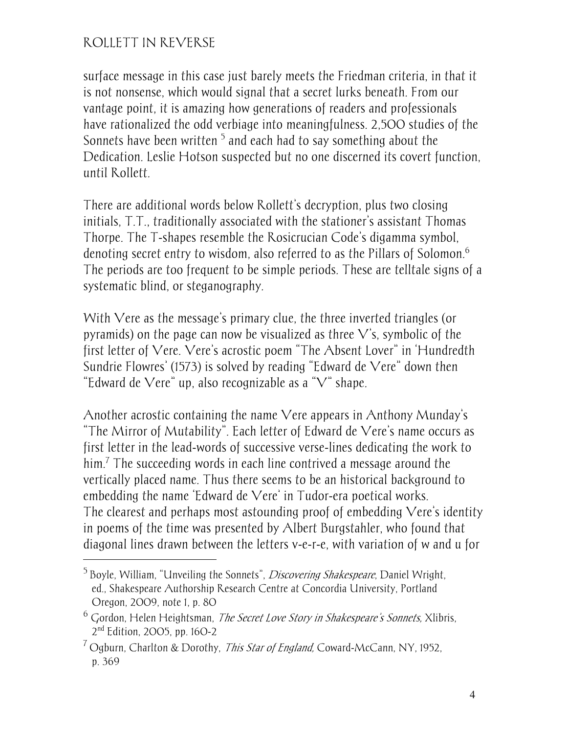surface message in this case just barely meets the Friedman criteria, in that it is not nonsense, which would signal that a secret lurks beneath. From our vantage point, it is amazing how generations of readers and professionals have rationalized the odd verbiage into meaningfulness. 2,500 studies of the Sonnets have been written [5] and each had to say something about the Dedication. Leslie Hotson suspected but no one discerned its covert function, until Rollett.

There are additional words below Rollett's decryption, plus two closing initials, T.T., traditionally associated with the stationer's assistant Thomas Thorpe. The T-shapes resemble the Rosicrucian Code's digamma symbol, denoting secret entry to wisdom, also referred to as the Pillars of Solomon.[6] The periods are too frequent to be simple periods. These are telltale signs of a systematic blind, or steganography.

With Vere as the message's primary clue, the three inverted triangles (or pyramids) on the page can now be visualized as three V's, symbolic of the first letter of Vere. Vere's acrostic poem "The Absent Lover" in 'Hundredth Sundrie Flowres' (1573) is solved by reading "Edward de Vere" down then "Edward de Vere" up, also recognizable as a "V" shape.

Another acrostic containing the name Vere appears in Anthony Munday's "The Mirror of Mutability". Each letter of Edward de Vere's name occurs as first letter in the lead-words of successive verse-lines dedicating the work to him.[7] The succeeding words in each line contrived a message around the vertically placed name. Thus there seems to be an historical background to embedding the name 'Edward de Vere' in Tudor-era poetical works.
The clearest and perhaps most astounding proof of embedding Vere's identity in poems of the time was presented by Albert Burgstahler, who found that diagonal lines drawn between the letters v-e-r-e, with variation of w and u for

---

[5] Boyle, William, "Unveiling the Sonnets", *Discovering Shakespeare*, Daniel Wright, ed., Shakespeare Authorship Research Centre at Concordia University, Portland Oregon, 2009, note 1, p. 80

[6] Gordon, Helen Heightsman, *The Secret Love Story in Shakespeare's Sonnets,* Xlibris, 2nd Edition, 2005, pp. 160-2

[7] Ogburn, Charlton & Dorothy, *This Star of England,* Coward-McCann, NY, 1952, p. 369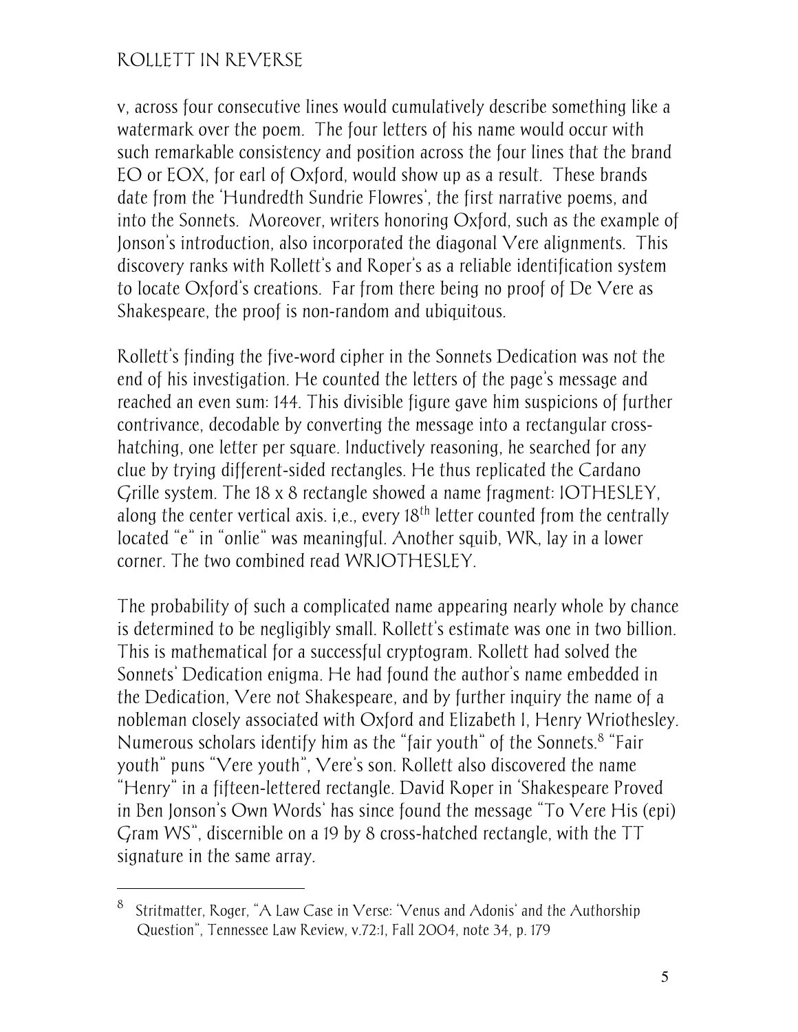v, across four consecutive lines would cumulatively describe something like a watermark over the poem. The four letters of his name would occur with such remarkable consistency and position across the four lines that the brand EO or EOX, for earl of Oxford, would show up as a result. These brands date from the 'Hundredth Sundrie Flowres', the first narrative poems, and into the Sonnets. Moreover, writers honoring Oxford, such as the example of Jonson's introduction, also incorporated the diagonal Vere alignments. This discovery ranks with Rollett's and Roper's as a reliable identification system to locate Oxford's creations. Far from there being no proof of De Vere as Shakespeare, the proof is non-random and ubiquitous.

Rollett's finding the five-word cipher in the Sonnets Dedication was not the end of his investigation. He counted the letters of the page's message and reached an even sum: 144. This divisible figure gave him suspicions of further contrivance, decodable by converting the message into a rectangular cross-hatching, one letter per square. Inductively reasoning, he searched for any clue by trying different-sided rectangles. He thus replicated the Cardano Grille system. The 18 x 8 rectangle showed a name fragment: IOTHESLEY, along the center vertical axis. i,e., every 18th letter counted from the centrally located "e" in "onlie" was meaningful. Another squib, WR, lay in a lower corner. The two combined read WRIOTHESLEY.

The probability of such a complicated name appearing nearly whole by chance is determined to be negligibly small. Rollett's estimate was one in two billion. This is mathematical for a successful cryptogram. Rollett had solved the Sonnets' Dedication enigma. He had found the author's name embedded in the Dedication, Vere not Shakespeare, and by further inquiry the name of a nobleman closely associated with Oxford and Elizabeth I, Henry Wriothesley. Numerous scholars identify him as the "fair youth" of the Sonnets.[8] "Fair youth" puns "Vere youth", Vere's son. Rollett also discovered the name "Henry" in a fifteen-lettered rectangle. David Roper in 'Shakespeare Proved in Ben Jonson's Own Words' has since found the message "To Vere His (epi) Gram WS", discernible on a 19 by 8 cross-hatched rectangle, with the TT signature in the same array.

---

[8] Stritmatter, Roger, "A Law Case in Verse: 'Venus and Adonis' and the Authorship Question", Tennessee Law Review, v.72:1, Fall 2004, note 34, p. 179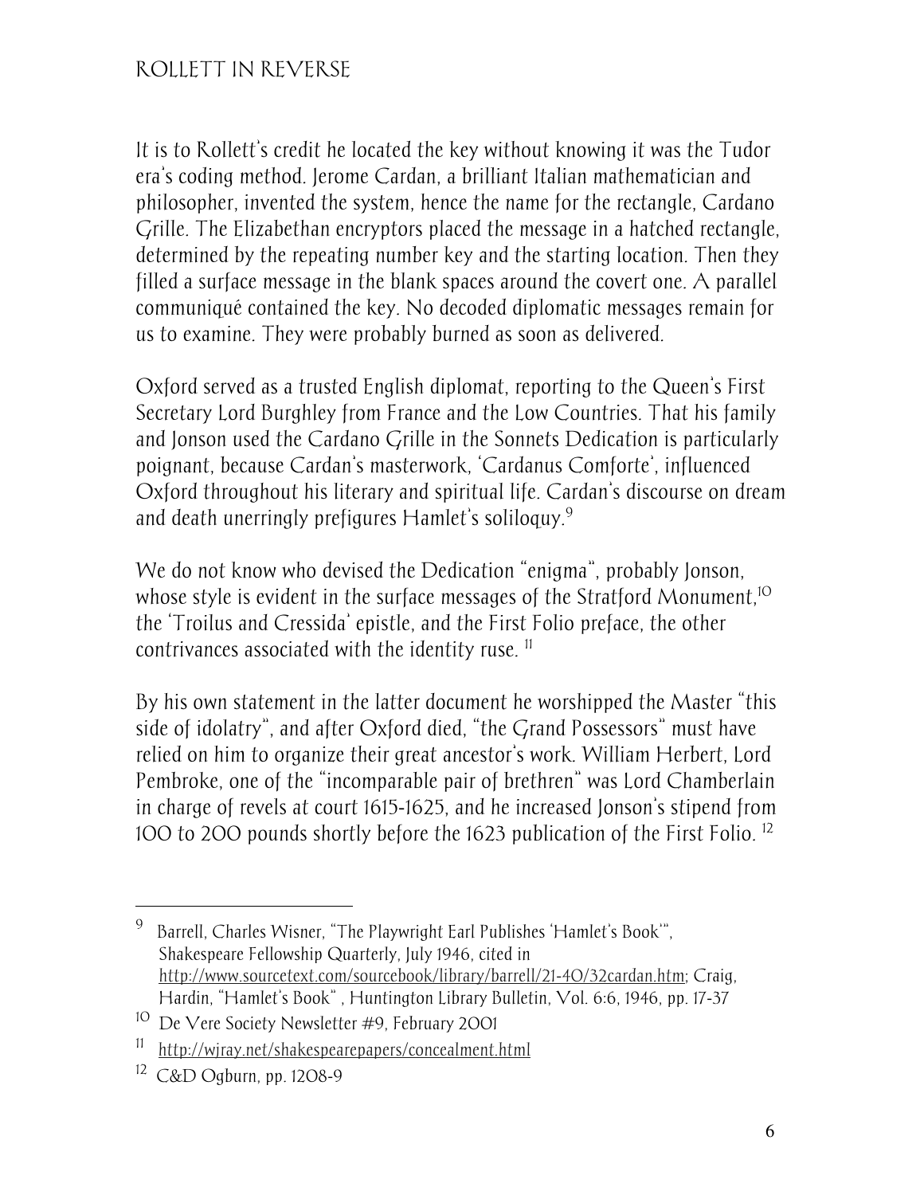It is to Rollett's credit he located the key without knowing it was the Tudor era's coding method. Jerome Cardan, a brilliant Italian mathematician and philosopher, invented the system, hence the name for the rectangle, Cardano Grille. The Elizabethan encryptors placed the message in a hatched rectangle, determined by the repeating number key and the starting location. Then they filled a surface message in the blank spaces around the covert one. A parallel communiqué contained the key. No decoded diplomatic messages remain for us to examine. They were probably burned as soon as delivered.

Oxford served as a trusted English diplomat, reporting to the Queen's First Secretary Lord Burghley from France and the Low Countries. That his family and Jonson used the Cardano Grille in the Sonnets Dedication is particularly poignant, because Cardan's masterwork, 'Cardanus Comforte', influenced Oxford throughout his literary and spiritual life. Cardan's discourse on dream and death unerringly prefigures Hamlet's soliloquy.[9]

We do not know who devised the Dedication "enigma", probably Jonson, whose style is evident in the surface messages of the Stratford Monument,[10] the 'Troilus and Cressida' epistle, and the First Folio preface, the other contrivances associated with the identity ruse.[11]

By his own statement in the latter document he worshipped the Master "this side of idolatry", and after Oxford died, "the Grand Possessors" must have relied on him to organize their great ancestor's work. William Herbert, Lord Pembroke, one of the "incomparable pair of brethren" was Lord Chamberlain in charge of revels at court 1615-1625, and he increased Jonson's stipend from 100 to 200 pounds shortly before the 1623 publication of the First Folio.[12]

---

[9] Barrell, Charles Wisner, "The Playwright Earl Publishes 'Hamlet's Book'", Shakespeare Fellowship Quarterly, July 1946, cited in http://www.sourcetext.com/sourcebook/library/barrell/21-40/32cardan.htm; Craig, Hardin, "Hamlet's Book" , Huntington Library Bulletin, Vol. 6:6, 1946, pp. 17-37

[10] De Vere Society Newsletter #9, February 2001

[11] http://wjray.net/shakespearepapers/concealment.html

[12] C&D Ogburn, pp. 1208-9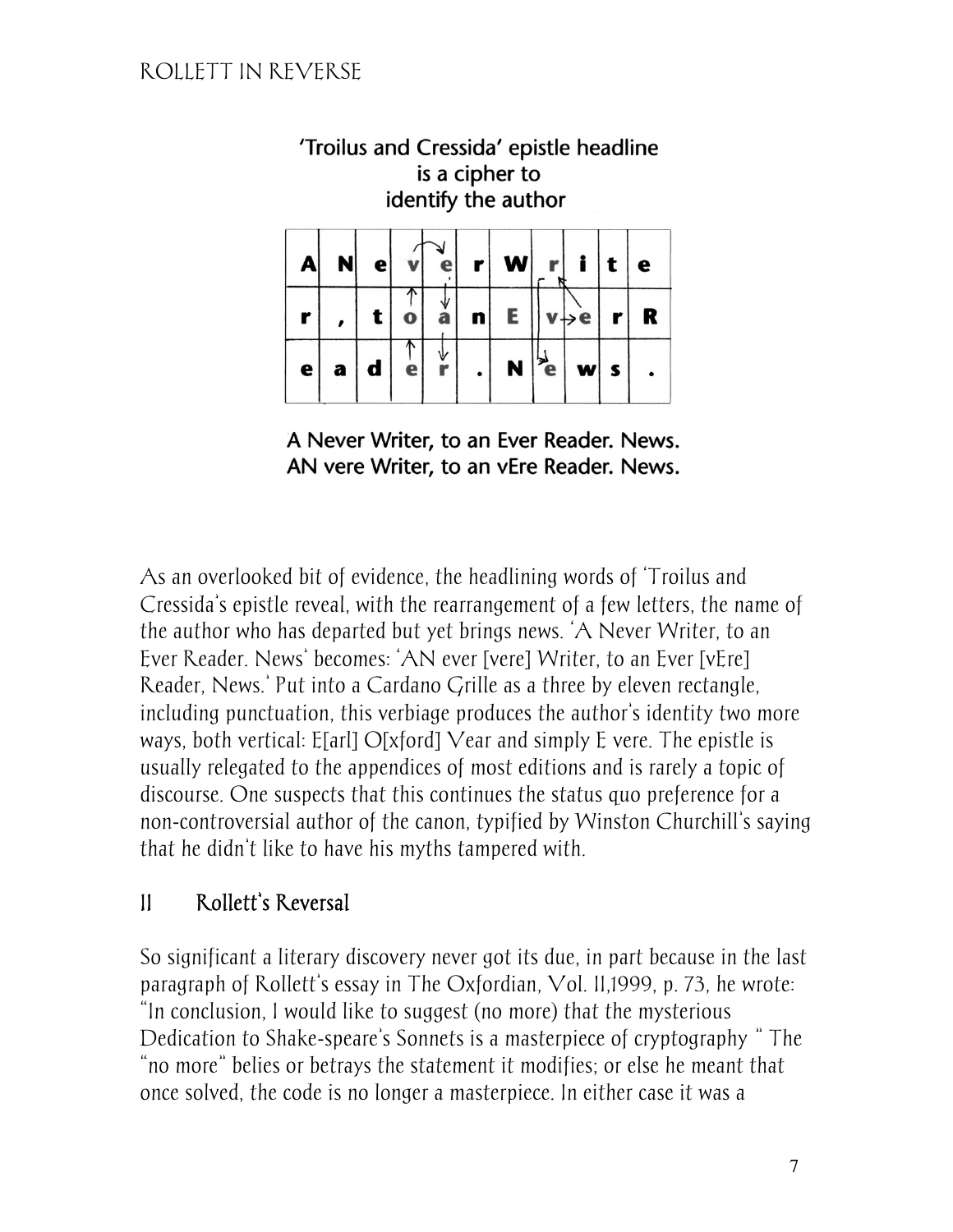**'Troilus and Cressida' epistle headline is a cipher to identify the author**

| A | N | e | v | e | r | W | r | i | t | e |
|---|---|---|---|---|---|---|---|---|---|---|
| r | , | t | o | a | n | E | v | e | r | R |
| e | a | d | e | r | . | N | e | w | s | . |

**A Never Writer, to an Ever Reader. News.**
**AN vere Writer, to an vEre Reader. News.**

As an overlooked bit of evidence, the headlining words of 'Troilus and Cressida's epistle reveal, with the rearrangement of a few letters, the name of the author who has departed but yet brings news. 'A Never Writer, to an Ever Reader. News' becomes: 'AN ever [vere] Writer, to an Ever [vEre] Reader, News.' Put into a Cardano Grille as a three by eleven rectangle, including punctuation, this verbiage produces the author's identity two more ways, both vertical: E[arl] O[xford] Vear and simply E vere. The epistle is usually relegated to the appendices of most editions and is rarely a topic of discourse. One suspects that this continues the status quo preference for a non-controversial author of the canon, typified by Winston Churchill's saying that he didn't like to have his myths tampered with.

## II Rollett's Reversal

So significant a literary discovery never got its due, in part because in the last paragraph of Rollett's essay in The Oxfordian, Vol. II,1999, p. 73, he wrote: "In conclusion, I would like to suggest (no more) that the mysterious Dedication to Shake-speare's Sonnets is a masterpiece of cryptography " The "no more" belies or betrays the statement it modifies; or else he meant that once solved, the code is no longer a masterpiece. In either case it was a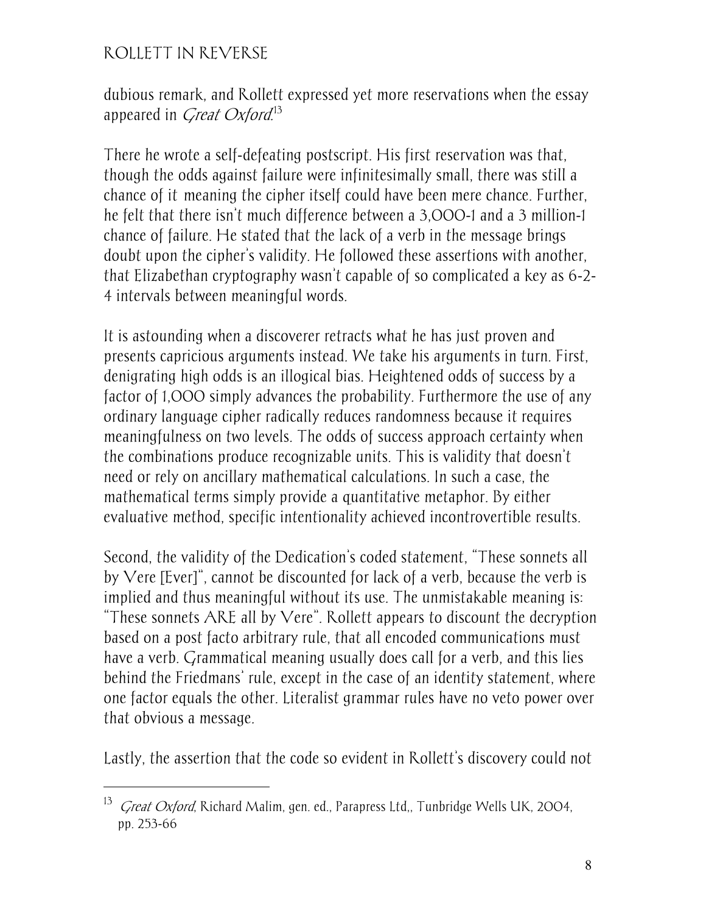dubious remark, and Rollett expressed yet more reservations when the essay appeared in *Great Oxford*.[13]

There he wrote a self-defeating postscript. His first reservation was that, though the odds against failure were infinitesimally small, there was still a chance of it meaning the cipher itself could have been mere chance. Further, he felt that there isn't much difference between a 3,000-1 and a 3 million-1 chance of failure. He stated that the lack of a verb in the message brings doubt upon the cipher's validity. He followed these assertions with another, that Elizabethan cryptography wasn't capable of so complicated a key as 6-2-4 intervals between meaningful words.

It is astounding when a discoverer retracts what he has just proven and presents capricious arguments instead. We take his arguments in turn. First, denigrating high odds is an illogical bias. Heightened odds of success by a factor of 1,000 simply advances the probability. Furthermore the use of any ordinary language cipher radically reduces randomness because it requires meaningfulness on two levels. The odds of success approach certainty when the combinations produce recognizable units. This is validity that doesn't need or rely on ancillary mathematical calculations. In such a case, the mathematical terms simply provide a quantitative metaphor. By either evaluative method, specific intentionality achieved incontrovertible results.

Second, the validity of the Dedication's coded statement, "These sonnets all by Vere [Ever]", cannot be discounted for lack of a verb, because the verb is implied and thus meaningful without its use. The unmistakable meaning is: "These sonnets ARE all by Vere". Rollett appears to discount the decryption based on a post facto arbitrary rule, that all encoded communications must have a verb. Grammatical meaning usually does call for a verb, and this lies behind the Friedmans' rule, except in the case of an identity statement, where one factor equals the other. Literalist grammar rules have no veto power over that obvious a message.

Lastly, the assertion that the code so evident in Rollett's discovery could not

---

[13] *Great Oxford*, Richard Malim, gen. ed., Parapress Ltd,, Tunbridge Wells UK, 2004, pp. 253-66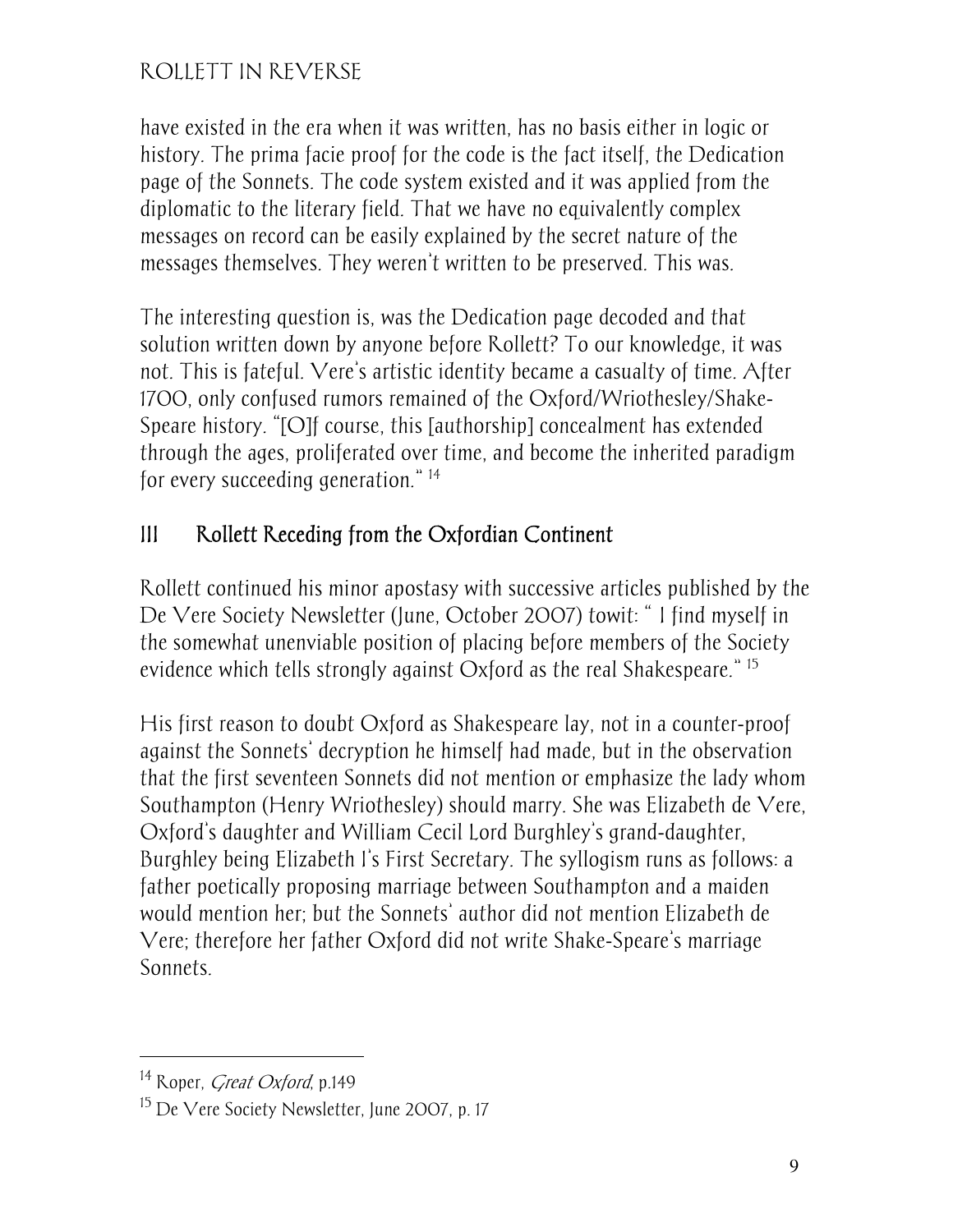have existed in the era when it was written, has no basis either in logic or history. The prima facie proof for the code is the fact itself, the Dedication page of the Sonnets. The code system existed and it was applied from the diplomatic to the literary field. That we have no equivalently complex messages on record can be easily explained by the secret nature of the messages themselves. They weren't written to be preserved. This was.

The interesting question is, was the Dedication page decoded and that solution written down by anyone before Rollett? To our knowledge, it was not. This is fateful. Vere's artistic identity became a casualty of time. After 1700, only confused rumors remained of the Oxford/Wriothesley/Shake-Speare history. "[O]f course, this [authorship] concealment has extended through the ages, proliferated over time, and become the inherited paradigm for every succeeding generation." [14]

## III Rollett Receding from the Oxfordian Continent

Rollett continued his minor apostasy with successive articles published by the De Vere Society Newsletter (June, October 2007) towit: " I find myself in the somewhat unenviable position of placing before members of the Society evidence which tells strongly against Oxford as the real Shakespeare." [15]

His first reason to doubt Oxford as Shakespeare lay, not in a counter-proof against the Sonnets' decryption he himself had made, but in the observation that the first seventeen Sonnets did not mention or emphasize the lady whom Southampton (Henry Wriothesley) should marry. She was Elizabeth de Vere, Oxford's daughter and William Cecil Lord Burghley's grand-daughter, Burghley being Elizabeth I's First Secretary. The syllogism runs as follows: a father poetically proposing marriage between Southampton and a maiden would mention her; but the Sonnets' author did not mention Elizabeth de Vere; therefore her father Oxford did not write Shake-Speare's marriage Sonnets.

---

[14] Roper, *Great Oxford*, p.149

[15] De Vere Society Newsletter, June 2007, p. 17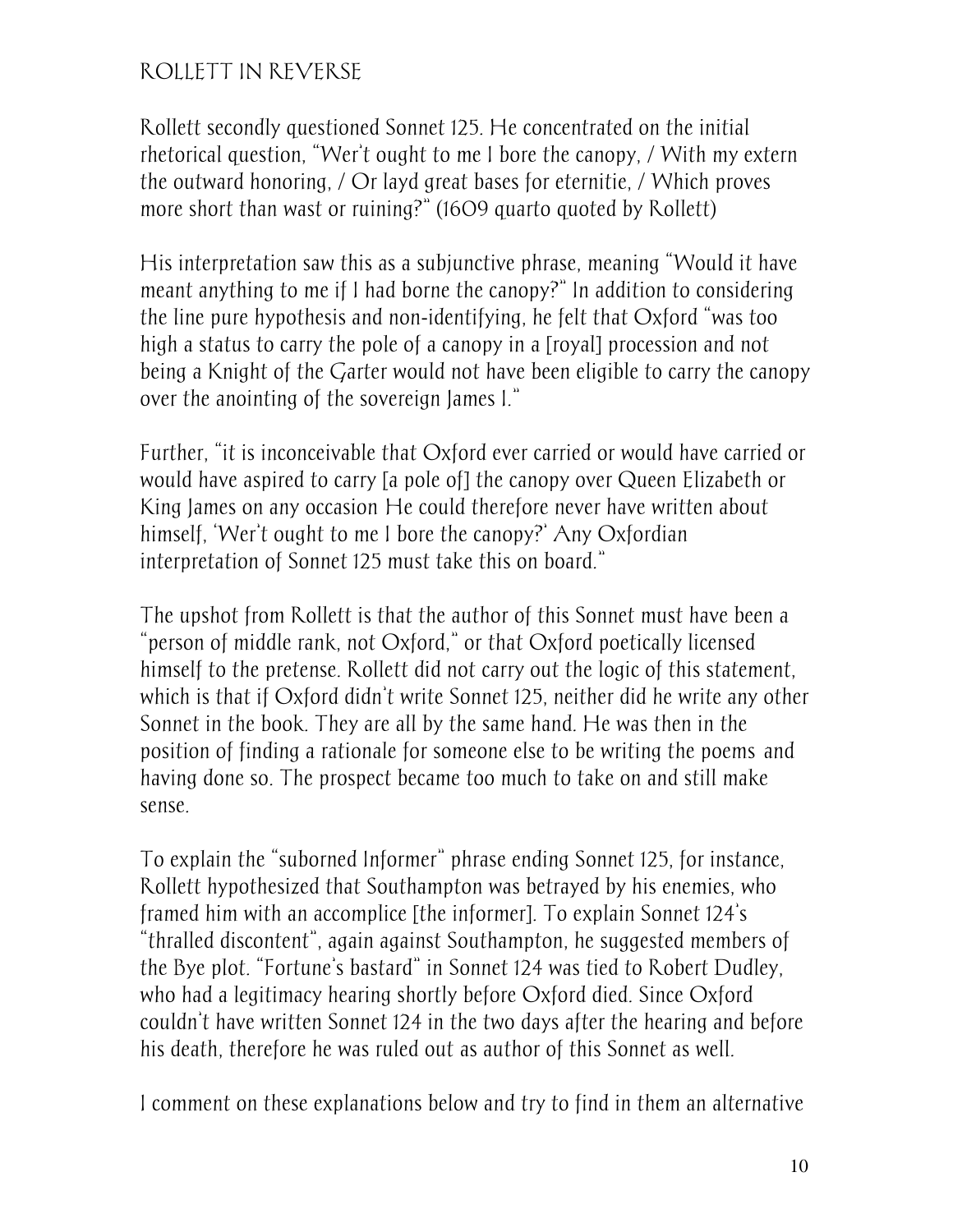# ROLLETT IN REVERSE

Rollett secondly questioned Sonnet 125. He concentrated on the initial rhetorical question, "Wer't ought to me I bore the canopy, / With my extern the outward honoring, / Or layd great bases for eternitie, / Which proves more short than wast or ruining?" (1609 quarto quoted by Rollett)

His interpretation saw this as a subjunctive phrase, meaning "Would it have meant anything to me if I had borne the canopy?" In addition to considering the line pure hypothesis and non-identifying, he felt that Oxford "was too high a status to carry the pole of a canopy in a [royal] procession and not being a Knight of the Garter would not have been eligible to carry the canopy over the anointing of the sovereign James I."

Further, "it is inconceivable that Oxford ever carried or would have carried or would have aspired to carry [a pole of] the canopy over Queen Elizabeth or King James on any occasion He could therefore never have written about himself, 'Wer't ought to me I bore the canopy?' Any Oxfordian interpretation of Sonnet 125 must take this on board."

The upshot from Rollett is that the author of this Sonnet must have been a "person of middle rank, not Oxford," or that Oxford poetically licensed himself to the pretense. Rollett did not carry out the logic of this statement, which is that if Oxford didn't write Sonnet 125, neither did he write any other Sonnet in the book. They are all by the same hand. He was then in the position of finding a rationale for someone else to be writing the poems and having done so. The prospect became too much to take on and still make sense.

To explain the "suborned Informer" phrase ending Sonnet 125, for instance, Rollett hypothesized that Southampton was betrayed by his enemies, who framed him with an accomplice [the informer]. To explain Sonnet 124's "thralled discontent", again against Southampton, he suggested members of the Bye plot. "Fortune's bastard" in Sonnet 124 was tied to Robert Dudley, who had a legitimacy hearing shortly before Oxford died. Since Oxford couldn't have written Sonnet 124 in the two days after the hearing and before his death, therefore he was ruled out as author of this Sonnet as well.

I comment on these explanations below and try to find in them an alternative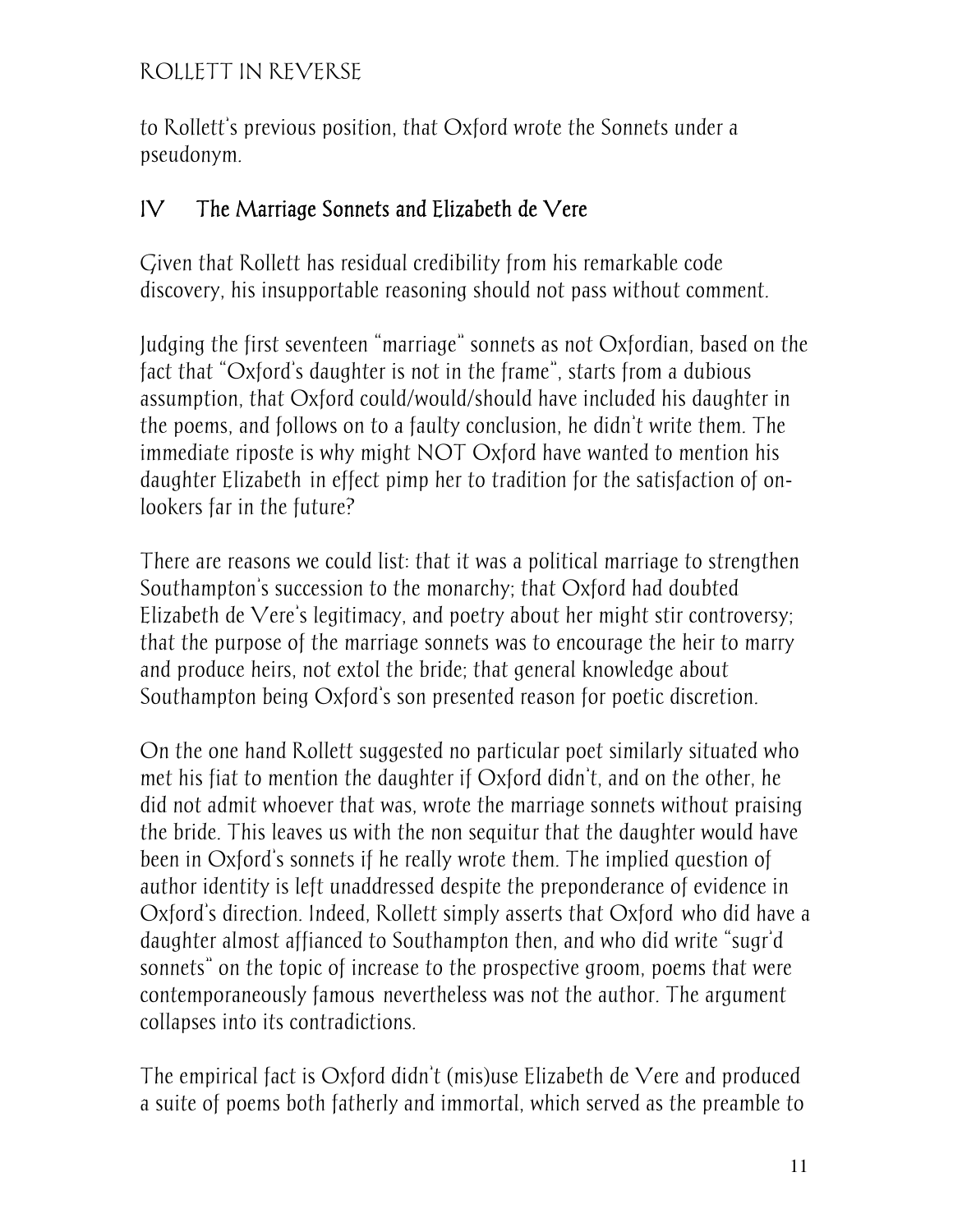to Rollett's previous position, that Oxford wrote the Sonnets under a pseudonym.

## IV The Marriage Sonnets and Elizabeth de Vere

Given that Rollett has residual credibility from his remarkable code discovery, his insupportable reasoning should not pass without comment.

Judging the first seventeen "marriage" sonnets as not Oxfordian, based on the fact that "Oxford's daughter is not in the frame", starts from a dubious assumption, that Oxford could/would/should have included his daughter in the poems, and follows on to a faulty conclusion, he didn't write them. The immediate riposte is why might NOT Oxford have wanted to mention his daughter Elizabeth in effect pimp her to tradition for the satisfaction of on-lookers far in the future?

There are reasons we could list: that it was a political marriage to strengthen Southampton's succession to the monarchy; that Oxford had doubted Elizabeth de Vere's legitimacy, and poetry about her might stir controversy; that the purpose of the marriage sonnets was to encourage the heir to marry and produce heirs, not extol the bride; that general knowledge about Southampton being Oxford's son presented reason for poetic discretion.

On the one hand Rollett suggested no particular poet similarly situated who met his fiat to mention the daughter if Oxford didn't, and on the other, he did not admit whoever that was, wrote the marriage sonnets without praising the bride. This leaves us with the non sequitur that the daughter would have been in Oxford's sonnets if he really wrote them. The implied question of author identity is left unaddressed despite the preponderance of evidence in Oxford's direction. Indeed, Rollett simply asserts that Oxford who did have a daughter almost affianced to Southampton then, and who did write "sugr'd sonnets" on the topic of increase to the prospective groom, poems that were contemporaneously famous nevertheless was not the author. The argument collapses into its contradictions.

The empirical fact is Oxford didn't (mis)use Elizabeth de Vere and produced a suite of poems both fatherly and immortal, which served as the preamble to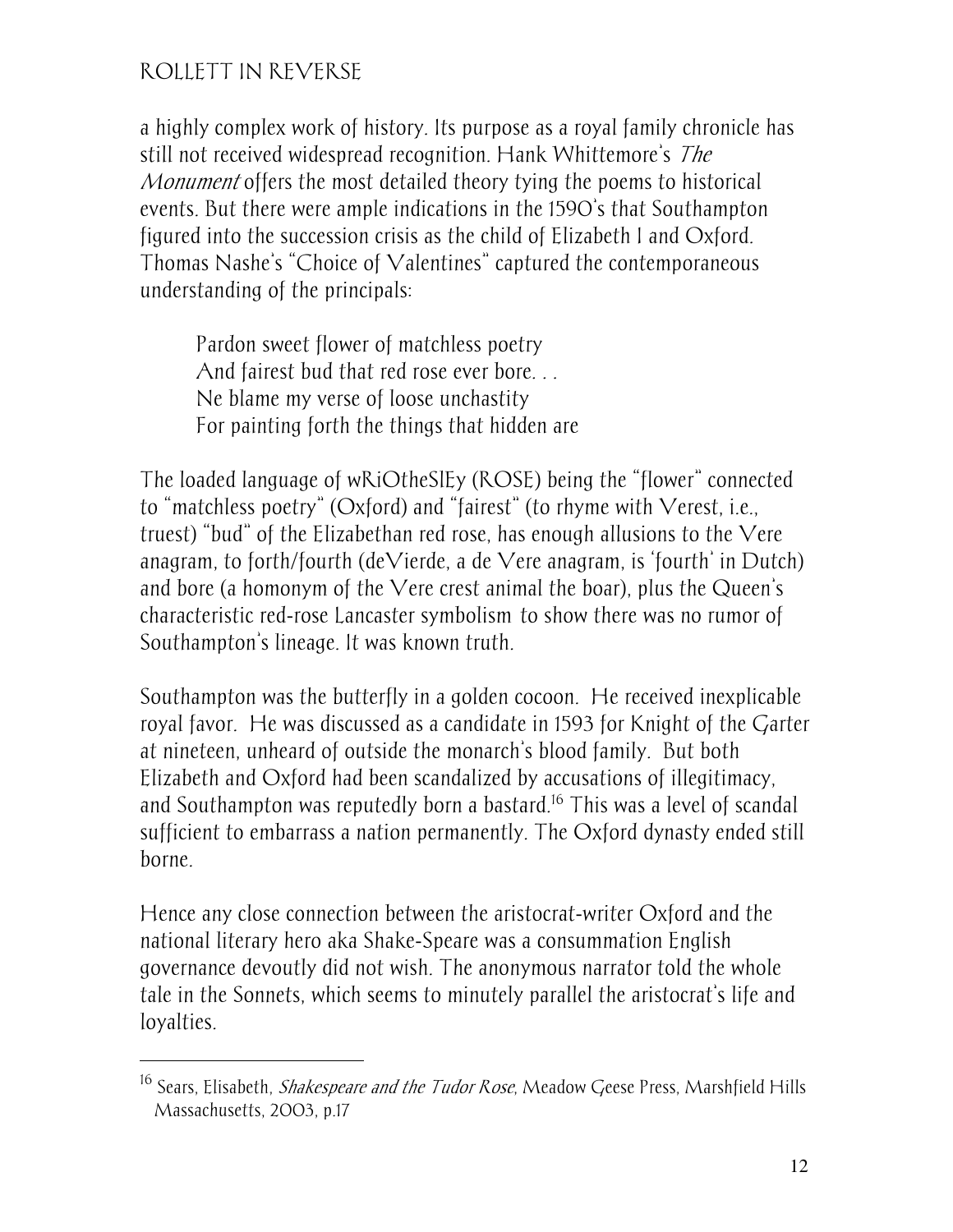a highly complex work of history. Its purpose as a royal family chronicle has still not received widespread recognition. Hank Whittemore's *The Monument* offers the most detailed theory tying the poems to historical events. But there were ample indications in the 1590's that Southampton figured into the succession crisis as the child of Elizabeth I and Oxford. Thomas Nashe's "Choice of Valentines" captured the contemporaneous understanding of the principals:

> Pardon sweet flower of matchless poetry
> And fairest bud that red rose ever bore. . .
> Ne blame my verse of loose unchastity
> For painting forth the things that hidden are

The loaded language of wRiOtheSlEy (ROSE) being the "flower" connected to "matchless poetry" (Oxford) and "fairest" (to rhyme with Verest, i.e., truest) "bud" of the Elizabethan red rose, has enough allusions to the Vere anagram, to forth/fourth (deVierde, a de Vere anagram, is 'fourth' in Dutch) and bore (a homonym of the Vere crest animal the boar), plus the Queen's characteristic red-rose Lancaster symbolism to show there was no rumor of Southampton's lineage. It was known truth.

Southampton was the butterfly in a golden cocoon. He received inexplicable royal favor. He was discussed as a candidate in 1593 for Knight of the Garter at nineteen, unheard of outside the monarch's blood family. But both Elizabeth and Oxford had been scandalized by accusations of illegitimacy, and Southampton was reputedly born a bastard.[16] This was a level of scandal sufficient to embarrass a nation permanently. The Oxford dynasty ended still borne.

Hence any close connection between the aristocrat-writer Oxford and the national literary hero aka Shake-Speare was a consummation English governance devoutly did not wish. The anonymous narrator told the whole tale in the Sonnets, which seems to minutely parallel the aristocrat's life and loyalties.

---

[16] Sears, Elisabeth, *Shakespeare and the Tudor Rose*, Meadow Geese Press, Marshfield Hills Massachusetts, 2003, p.17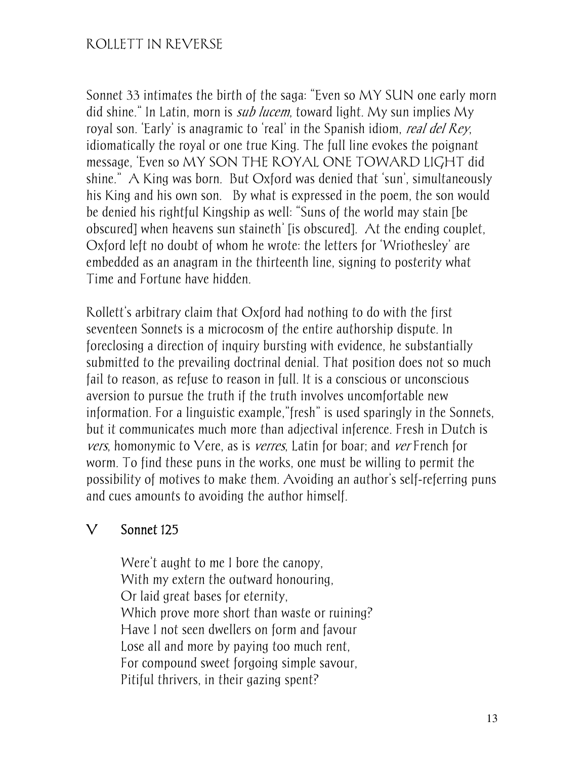Sonnet 33 intimates the birth of the saga: "Even so MY SUN one early morn did shine." In Latin, morn is *sub lucem*, toward light. My sun implies My royal son. 'Early' is anagramic to 'real' in the Spanish idiom, *real del Rey*, idiomatically the royal or one true King. The full line evokes the poignant message, 'Even so MY SON THE ROYAL ONE TOWARD LIGHT did shine." A King was born. But Oxford was denied that 'sun', simultaneously his King and his own son. By what is expressed in the poem, the son would be denied his rightful Kingship as well: "Suns of the world may stain [be obscured] when heavens sun staineth' [is obscured]. At the ending couplet, Oxford left no doubt of whom he wrote: the letters for 'Wriothesley' are embedded as an anagram in the thirteenth line, signing to posterity what Time and Fortune have hidden.

Rollett's arbitrary claim that Oxford had nothing to do with the first seventeen Sonnets is a microcosm of the entire authorship dispute. In foreclosing a direction of inquiry bursting with evidence, he substantially submitted to the prevailing doctrinal denial. That position does not so much fail to reason, as refuse to reason in full. It is a conscious or unconscious aversion to pursue the truth if the truth involves uncomfortable new information. For a linguistic example,"fresh" is used sparingly in the Sonnets, but it communicates much more than adjectival inference. Fresh in Dutch is *vers*, homonymic to Vere, as is *verres*, Latin for boar; and *ver* French for worm. To find these puns in the works, one must be willing to permit the possibility of motives to make them. Avoiding an author's self-referring puns and cues amounts to avoiding the author himself.

## V Sonnet 125

> Were't aught to me I bore the canopy,
> With my extern the outward honouring,
> Or laid great bases for eternity,
> Which prove more short than waste or ruining?
> Have I not seen dwellers on form and favour
> Lose all and more by paying too much rent,
> For compound sweet forgoing simple savour,
> Pitiful thrivers, in their gazing spent?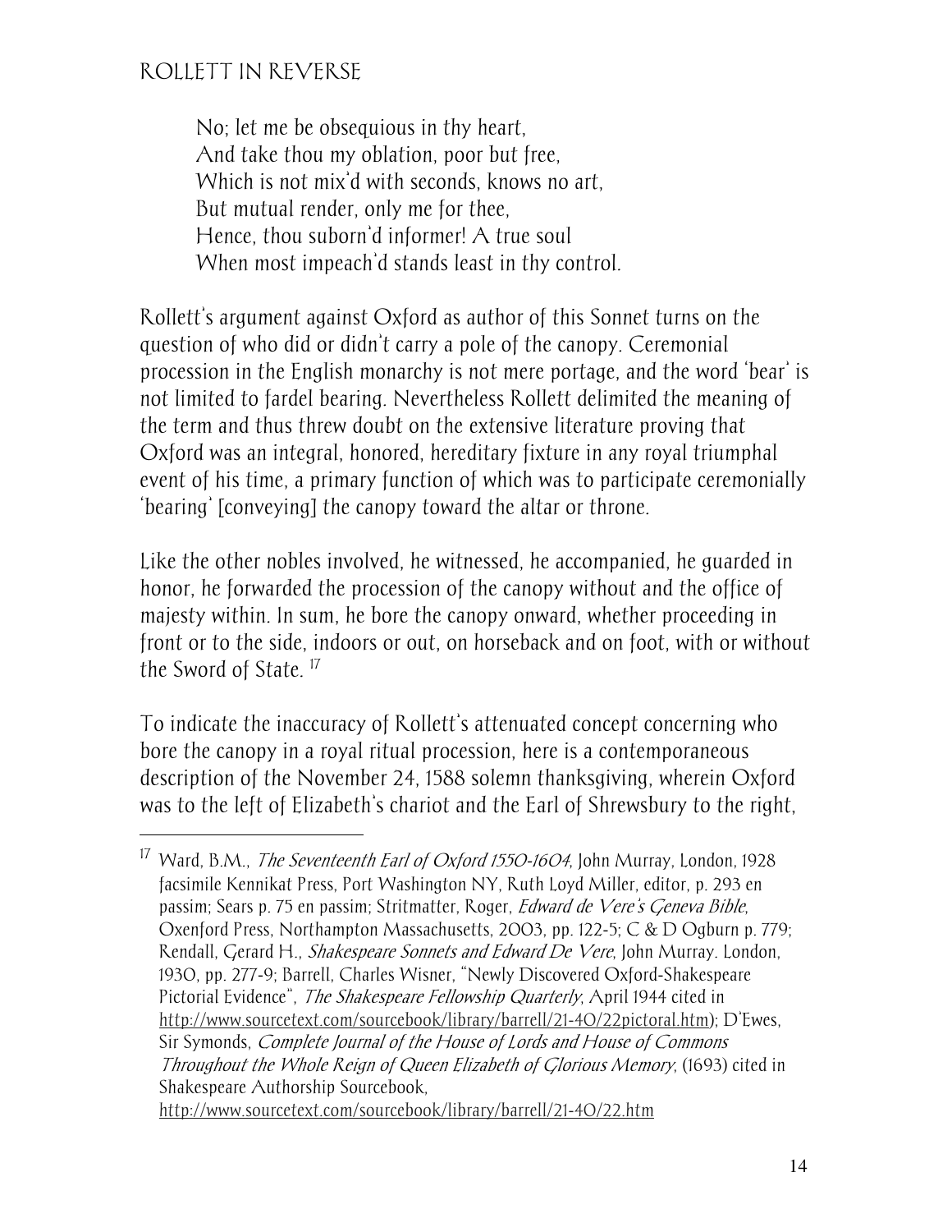No; let me be obsequious in thy heart,
And take thou my oblation, poor but free,
Which is not mix'd with seconds, knows no art,
But mutual render, only me for thee,
Hence, thou suborn'd informer! A true soul
When most impeach'd stands least in thy control.

Rollett's argument against Oxford as author of this Sonnet turns on the question of who did or didn't carry a pole of the canopy. Ceremonial procession in the English monarchy is not mere portage, and the word 'bear' is not limited to fardel bearing. Nevertheless Rollett delimited the meaning of the term and thus threw doubt on the extensive literature proving that Oxford was an integral, honored, hereditary fixture in any royal triumphal event of his time, a primary function of which was to participate ceremonially 'bearing' [conveying] the canopy toward the altar or throne.

Like the other nobles involved, he witnessed, he accompanied, he guarded in honor, he forwarded the procession of the canopy without and the office of majesty within. In sum, he bore the canopy onward, whether proceeding in front or to the side, indoors or out, on horseback and on foot, with or without the Sword of State. [17]

To indicate the inaccuracy of Rollett's attenuated concept concerning who bore the canopy in a royal ritual procession, here is a contemporaneous description of the November 24, 1588 solemn thanksgiving, wherein Oxford was to the left of Elizabeth's chariot and the Earl of Shrewsbury to the right,

---

[17] Ward, B.M., *The Seventeenth Earl of Oxford 1550-1604*, John Murray, London, 1928 facsimile Kennikat Press, Port Washington NY, Ruth Loyd Miller, editor, p. 293 en passim; Sears p. 75 en passim; Stritmatter, Roger, *Edward de Vere's Geneva Bible*, Oxenford Press, Northampton Massachusetts, 2003, pp. 122-5; C & D Ogburn p. 779; Rendall, Gerard H., *Shakespeare Sonnets and Edward De Vere*, John Murray. London, 1930, pp. 277-9; Barrell, Charles Wisner, "Newly Discovered Oxford-Shakespeare Pictorial Evidence", *The Shakespeare Fellowship Quarterly*, April 1944 cited in http://www.sourcetext.com/sourcebook/library/barrell/21-40/22pictoral.htm); D'Ewes, Sir Symonds, *Complete Journal of the House of Lords and House of Commons Throughout the Whole Reign of Queen Elizabeth of Glorious Memory*, (1693) cited in Shakespeare Authorship Sourcebook, http://www.sourcetext.com/sourcebook/library/barrell/21-40/22.htm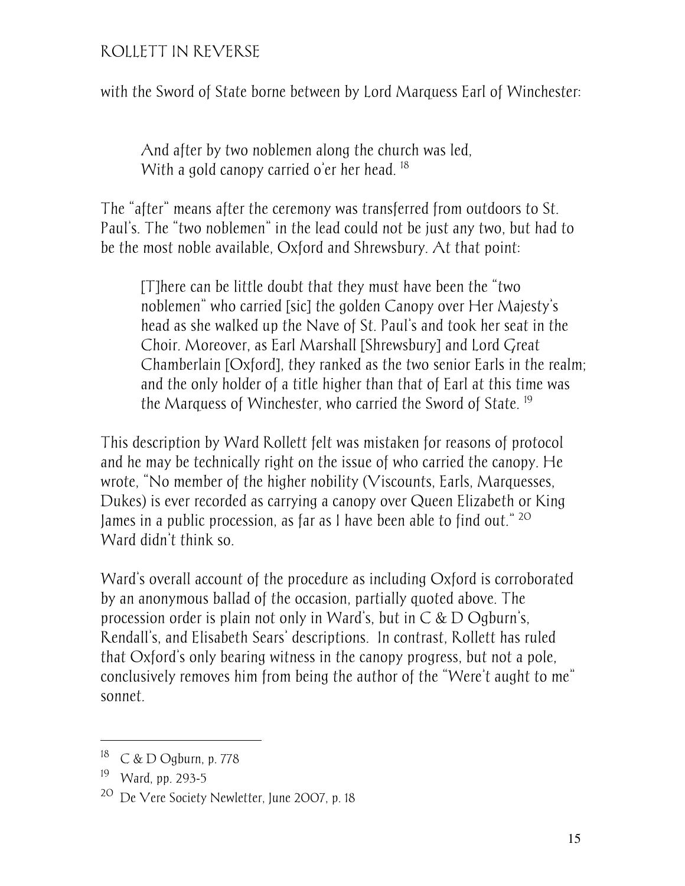with the Sword of State borne between by Lord Marquess Earl of Winchester:

> And after by two noblemen along the church was led,
> With a gold canopy carried o'er her head. [18]

The "after" means after the ceremony was transferred from outdoors to St. Paul's. The "two noblemen" in the lead could not be just any two, but had to be the most noble available, Oxford and Shrewsbury. At that point:

> [T]here can be little doubt that they must have been the "two noblemen" who carried [sic] the golden Canopy over Her Majesty's head as she walked up the Nave of St. Paul's and took her seat in the Choir. Moreover, as Earl Marshall [Shrewsbury] and Lord Great Chamberlain [Oxford], they ranked as the two senior Earls in the realm; and the only holder of a title higher than that of Earl at this time was the Marquess of Winchester, who carried the Sword of State. [19]

This description by Ward Rollett felt was mistaken for reasons of protocol and he may be technically right on the issue of who carried the canopy. He wrote, "No member of the higher nobility (Viscounts, Earls, Marquesses, Dukes) is ever recorded as carrying a canopy over Queen Elizabeth or King James in a public procession, as far as I have been able to find out." [20] Ward didn't think so.

Ward's overall account of the procedure as including Oxford is corroborated by an anonymous ballad of the occasion, partially quoted above. The procession order is plain not only in Ward's, but in C & D Ogburn's, Rendall's, and Elisabeth Sears' descriptions. In contrast, Rollett has ruled that Oxford's only bearing witness in the canopy progress, but not a pole, conclusively removes him from being the author of the "Were't aught to me" sonnet.

---

[18] C & D Ogburn, p. 778

[19] Ward, pp. 293-5

[20] De Vere Society Newletter, June 2007, p. 18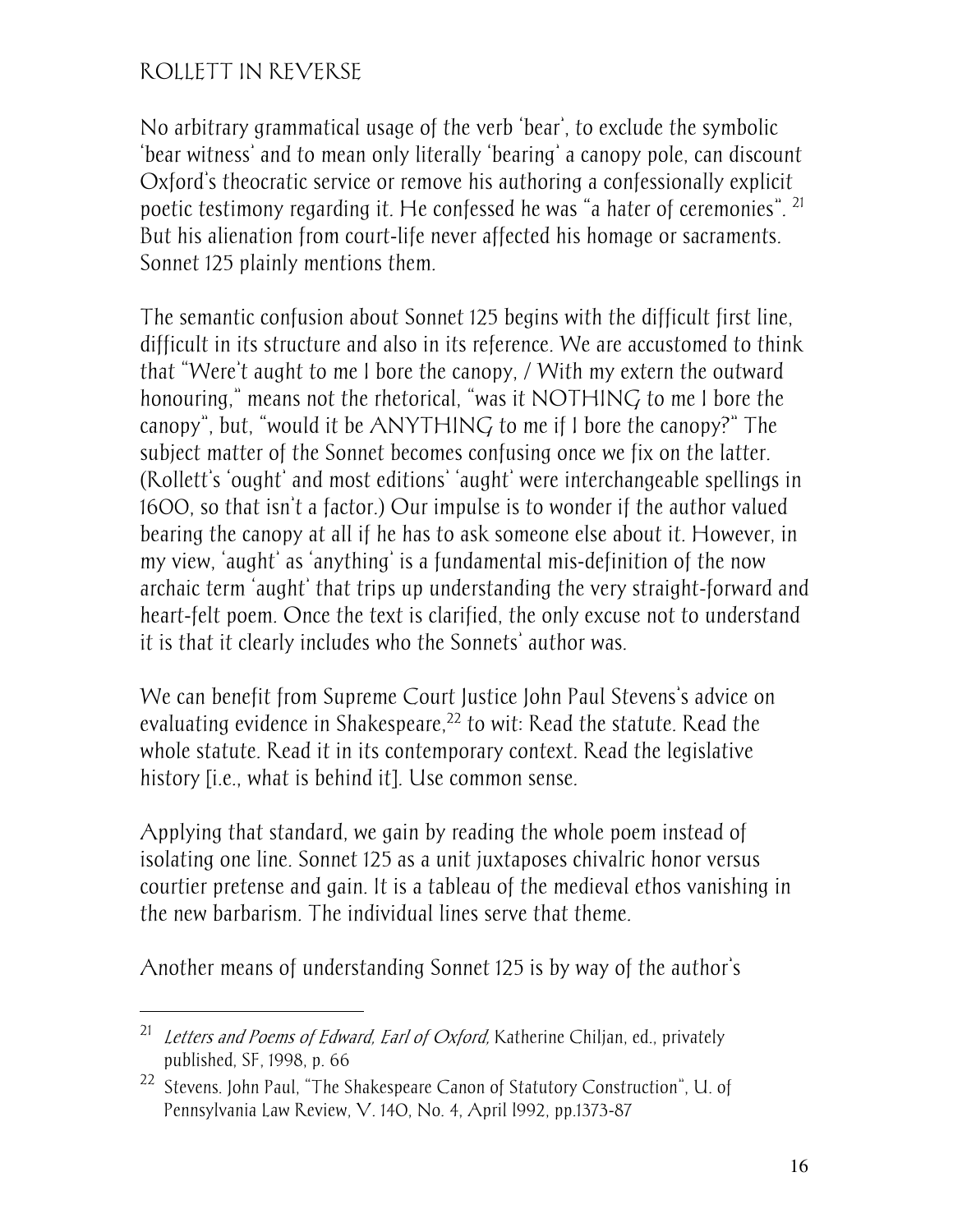No arbitrary grammatical usage of the verb 'bear', to exclude the symbolic 'bear witness' and to mean only literally 'bearing' a canopy pole, can discount Oxford's theocratic service or remove his authoring a confessionally explicit poetic testimony regarding it. He confessed he was "a hater of ceremonies". [21] But his alienation from court-life never affected his homage or sacraments. Sonnet 125 plainly mentions them.

The semantic confusion about Sonnet 125 begins with the difficult first line, difficult in its structure and also in its reference. We are accustomed to think that "Were't aught to me I bore the canopy, / With my extern the outward honouring," means not the rhetorical, "was it NOTHING to me I bore the canopy", but, "would it be ANYTHING to me if I bore the canopy?" The subject matter of the Sonnet becomes confusing once we fix on the latter. (Rollett's 'ought' and most editions' 'aught' were interchangeable spellings in 1600, so that isn't a factor.) Our impulse is to wonder if the author valued bearing the canopy at all if he has to ask someone else about it. However, in my view, 'aught' as 'anything' is a fundamental mis-definition of the now archaic term 'aught' that trips up understanding the very straight-forward and heart-felt poem. Once the text is clarified, the only excuse not to understand it is that it clearly includes who the Sonnets' author was.

We can benefit from Supreme Court Justice John Paul Stevens's advice on evaluating evidence in Shakespeare,[22] to wit: Read the statute. Read the whole statute. Read it in its contemporary context. Read the legislative history [i.e., what is behind it]. Use common sense.

Applying that standard, we gain by reading the whole poem instead of isolating one line. Sonnet 125 as a unit juxtaposes chivalric honor versus courtier pretense and gain. It is a tableau of the medieval ethos vanishing in the new barbarism. The individual lines serve that theme.

Another means of understanding Sonnet 125 is by way of the author's

---

[21] *Letters and Poems of Edward, Earl of Oxford,* Katherine Chiljan, ed., privately published, SF, 1998, p. 66

[22] Stevens. John Paul, "The Shakespeare Canon of Statutory Construction", U. of Pennsylvania Law Review, V. 140, No. 4, April 1992, pp.1373-87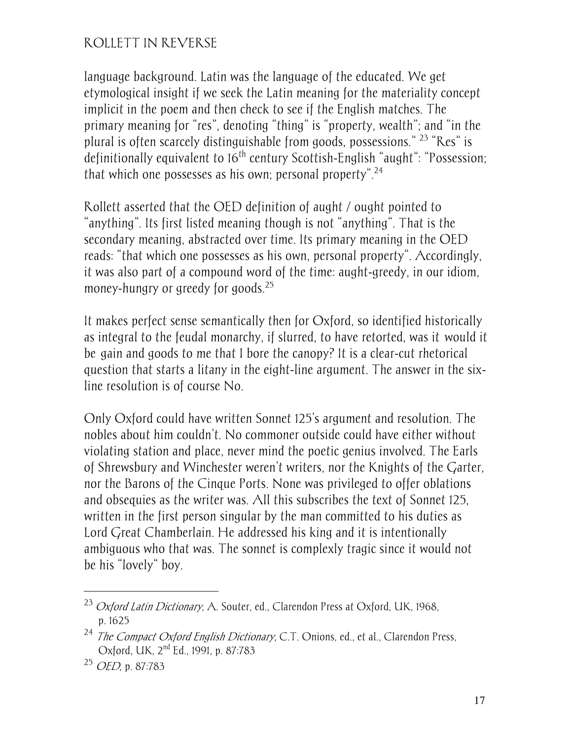language background. Latin was the language of the educated. We get etymological insight if we seek the Latin meaning for the materiality concept implicit in the poem and then check to see if the English matches. The primary meaning for "res", denoting "thing" is "property, wealth"; and "in the plural is often scarcely distinguishable from goods, possessions." [23] "Res" is definitionally equivalent to 16th century Scottish-English "aught": "Possession; that which one possesses as his own; personal property".[24]

Rollett asserted that the OED definition of aught / ought pointed to "anything". Its first listed meaning though is not "anything". That is the secondary meaning, abstracted over time. Its primary meaning in the OED reads: "that which one possesses as his own, personal property". Accordingly, it was also part of a compound word of the time: aught-greedy, in our idiom, money-hungry or greedy for goods.[25]

It makes perfect sense semantically then for Oxford, so identified historically as integral to the feudal monarchy, if slurred, to have retorted, was it would it be gain and goods to me that I bore the canopy? It is a clear-cut rhetorical question that starts a litany in the eight-line argument. The answer in the six-line resolution is of course No.

Only Oxford could have written Sonnet 125's argument and resolution. The nobles about him couldn't. No commoner outside could have either without violating station and place, never mind the poetic genius involved. The Earls of Shrewsbury and Winchester weren't writers, nor the Knights of the Garter, nor the Barons of the Cinque Ports. None was privileged to offer oblations and obsequies as the writer was. All this subscribes the text of Sonnet 125, written in the first person singular by the man committed to his duties as Lord Great Chamberlain. He addressed his king and it is intentionally ambiguous who that was. The sonnet is complexly tragic since it would not be his "lovely" boy.

---

[23] *Oxford Latin Dictionary*, A. Souter, ed., Clarendon Press at Oxford, UK, 1968, p. 1625

[24] *The Compact Oxford English Dictionary*, C.T. Onions, ed., et al., Clarendon Press, Oxford, UK, 2nd Ed., 1991, p. 87:783

[25] *OED*, p. 87:783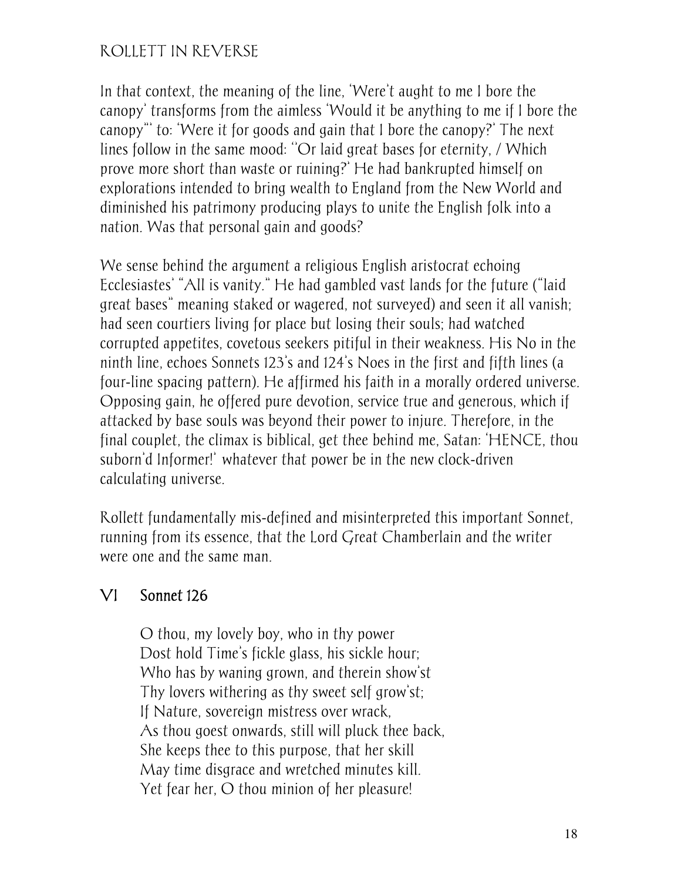In that context, the meaning of the line, 'Were't aught to me I bore the canopy' transforms from the aimless 'Would it be anything to me if I bore the canopy"' to: 'Were it for goods and gain that I bore the canopy?' The next lines follow in the same mood: ''Or laid great bases for eternity, / Which prove more short than waste or ruining?' He had bankrupted himself on explorations intended to bring wealth to England from the New World and diminished his patrimony producing plays to unite the English folk into a nation. Was that personal gain and goods?

We sense behind the argument a religious English aristocrat echoing Ecclesiastes' "All is vanity." He had gambled vast lands for the future ("laid great bases" meaning staked or wagered, not surveyed) and seen it all vanish; had seen courtiers living for place but losing their souls; had watched corrupted appetites, covetous seekers pitiful in their weakness. His No in the ninth line, echoes Sonnets 123's and 124's Noes in the first and fifth lines (a four-line spacing pattern). He affirmed his faith in a morally ordered universe. Opposing gain, he offered pure devotion, service true and generous, which if attacked by base souls was beyond their power to injure. Therefore, in the final couplet, the climax is biblical, get thee behind me, Satan: 'HENCE, thou suborn'd Informer!' whatever that power be in the new clock-driven calculating universe.

Rollett fundamentally mis-defined and misinterpreted this important Sonnet, running from its essence, that the Lord Great Chamberlain and the writer were one and the same man.

## VI Sonnet 126

> O thou, my lovely boy, who in thy power
> Dost hold Time's fickle glass, his sickle hour;
> Who has by waning grown, and therein show'st
> Thy lovers withering as thy sweet self grow'st;
> If Nature, sovereign mistress over wrack,
> As thou goest onwards, still will pluck thee back,
> She keeps thee to this purpose, that her skill
> May time disgrace and wretched minutes kill.
> Yet fear her, O thou minion of her pleasure!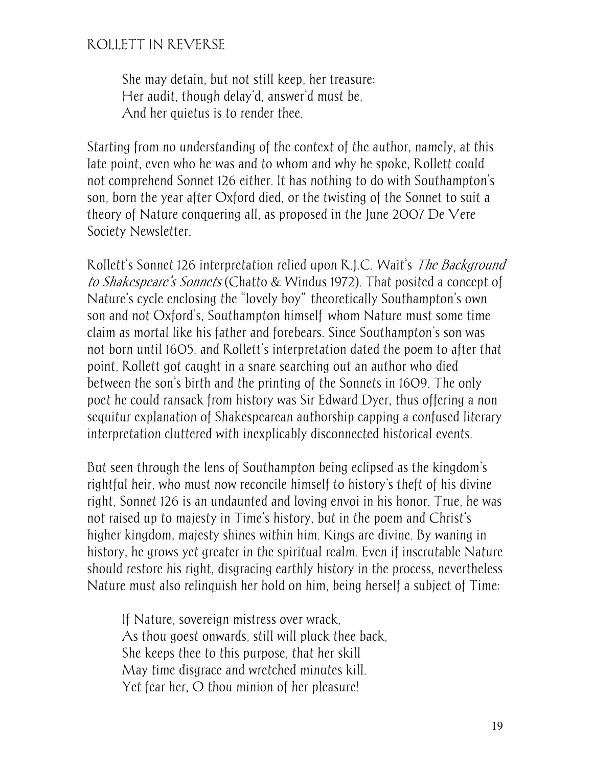> She may detain, but not still keep, her treasure:
> Her audit, though delay'd, answer'd must be,
> And her quietus is to render thee.

Starting from no understanding of the context of the author, namely, at this late point, even who he was and to whom and why he spoke, Rollett could not comprehend Sonnet 126 either. It has nothing to do with Southampton's son, born the year after Oxford died, or the twisting of the Sonnet to suit a theory of Nature conquering all, as proposed in the June 2007 De Vere Society Newsletter.

Rollett's Sonnet 126 interpretation relied upon R.J.C. Wait's *The Background to Shakespeare's Sonnets* (Chatto & Windus 1972). That posited a concept of Nature's cycle enclosing the "lovely boy" theoretically Southampton's own son and not Oxford's, Southampton himself whom Nature must some time claim as mortal like his father and forebears. Since Southampton's son was not born until 1605, and Rollett's interpretation dated the poem to after that point, Rollett got caught in a snare searching out an author who died between the son's birth and the printing of the Sonnets in 1609. The only poet he could ransack from history was Sir Edward Dyer, thus offering a non sequitur explanation of Shakespearean authorship capping a confused literary interpretation cluttered with inexplicably disconnected historical events.

But seen through the lens of Southampton being eclipsed as the kingdom's rightful heir, who must now reconcile himself to history's theft of his divine right, Sonnet 126 is an undaunted and loving envoi in his honor. True, he was not raised up to majesty in Time's history, but in the poem and Christ's higher kingdom, majesty shines within him. Kings are divine. By waning in history, he grows yet greater in the spiritual realm. Even if inscrutable Nature should restore his right, disgracing earthly history in the process, nevertheless Nature must also relinquish her hold on him, being herself a subject of Time:

> If Nature, sovereign mistress over wrack,
> As thou goest onwards, still will pluck thee back,
> She keeps thee to this purpose, that her skill
> May time disgrace and wretched minutes kill.
> Yet fear her, O thou minion of her pleasure!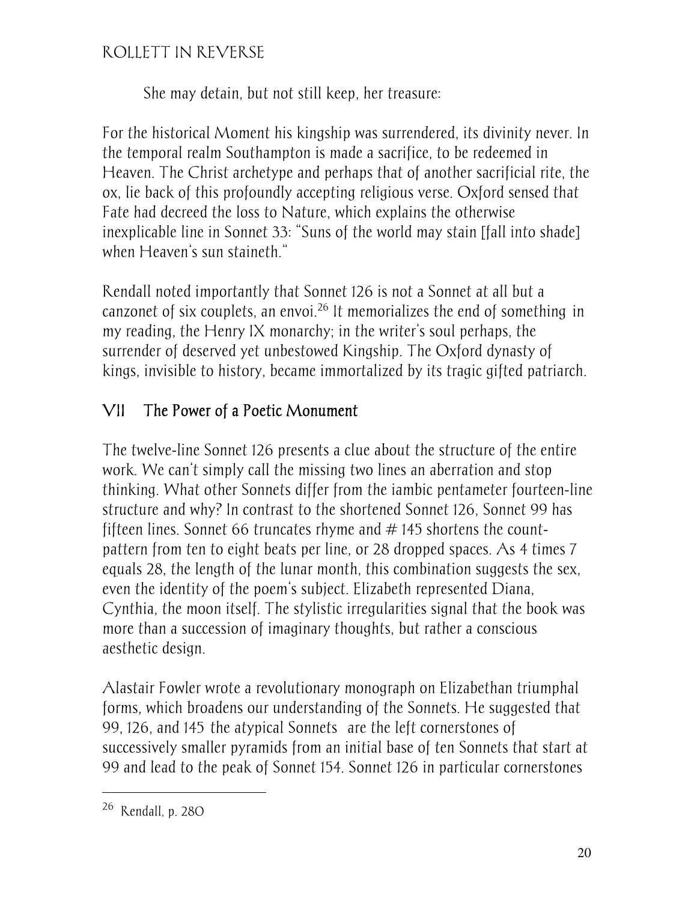She may detain, but not still keep, her treasure:

For the historical Moment his kingship was surrendered, its divinity never. In the temporal realm Southampton is made a sacrifice, to be redeemed in Heaven. The Christ archetype and perhaps that of another sacrificial rite, the ox, lie back of this profoundly accepting religious verse. Oxford sensed that Fate had decreed the loss to Nature, which explains the otherwise inexplicable line in Sonnet 33: "Suns of the world may stain [fall into shade] when Heaven's sun staineth."

Rendall noted importantly that Sonnet 126 is not a Sonnet at all but a canzonet of six couplets, an envoi.[26] It memorializes the end of something in my reading, the Henry IX monarchy; in the writer's soul perhaps, the surrender of deserved yet unbestowed Kingship. The Oxford dynasty of kings, invisible to history, became immortalized by its tragic gifted patriarch.

## VII The Power of a Poetic Monument

The twelve-line Sonnet 126 presents a clue about the structure of the entire work. We can't simply call the missing two lines an aberration and stop thinking. What other Sonnets differ from the iambic pentameter fourteen-line structure and why? In contrast to the shortened Sonnet 126, Sonnet 99 has fifteen lines. Sonnet 66 truncates rhyme and # 145 shortens the count-pattern from ten to eight beats per line, or 28 dropped spaces. As 4 times 7 equals 28, the length of the lunar month, this combination suggests the sex, even the identity of the poem's subject. Elizabeth represented Diana, Cynthia, the moon itself. The stylistic irregularities signal that the book was more than a succession of imaginary thoughts, but rather a conscious aesthetic design.

Alastair Fowler wrote a revolutionary monograph on Elizabethan triumphal forms, which broadens our understanding of the Sonnets. He suggested that 99, 126, and 145 the atypical Sonnets are the left cornerstones of successively smaller pyramids from an initial base of ten Sonnets that start at 99 and lead to the peak of Sonnet 154. Sonnet 126 in particular cornerstones

---

[26] Rendall, p. 280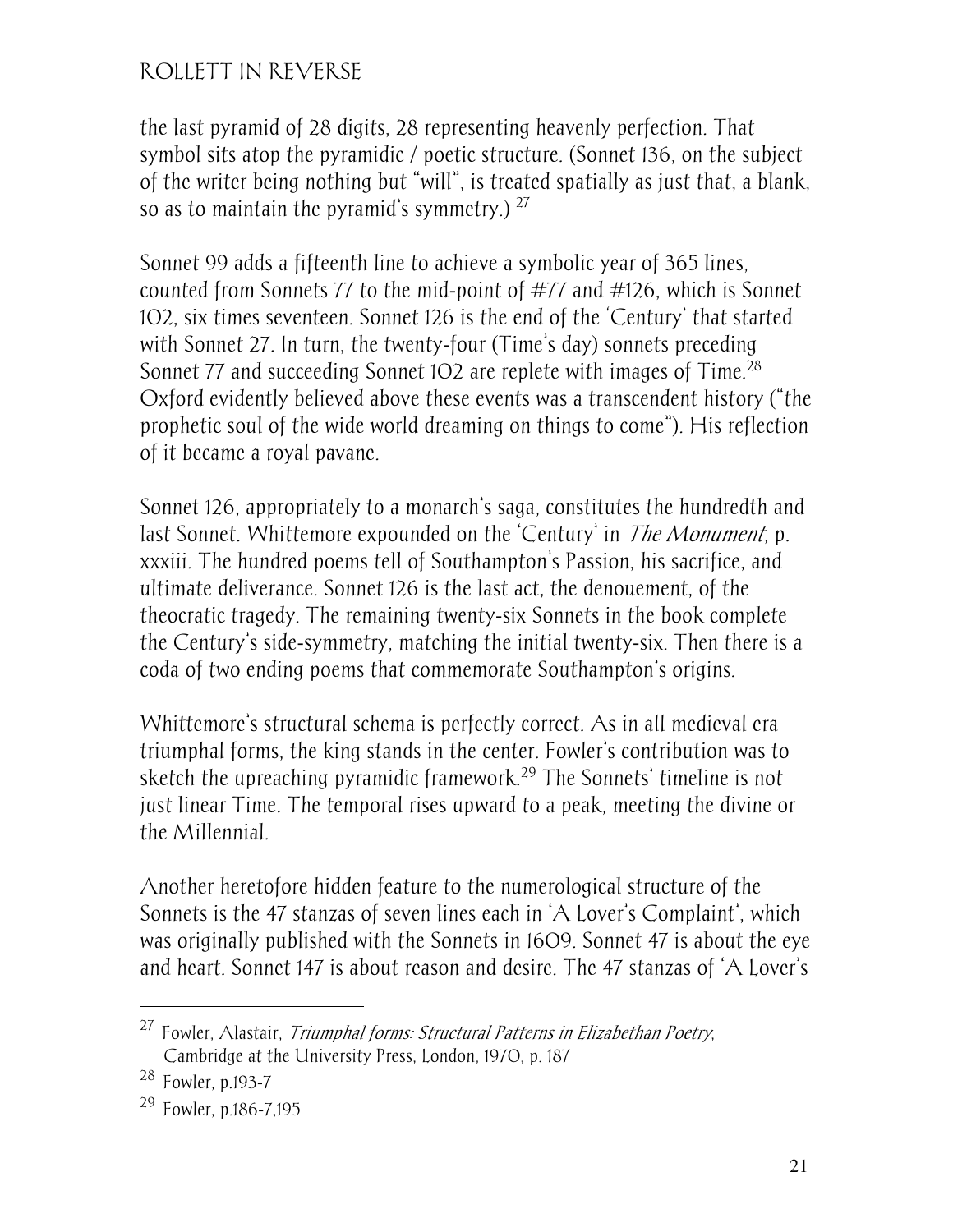the last pyramid of 28 digits, 28 representing heavenly perfection. That symbol sits atop the pyramidic / poetic structure. (Sonnet 136, on the subject of the writer being nothing but "will", is treated spatially as just that, a blank, so as to maintain the pyramid's symmetry.) [27]

Sonnet 99 adds a fifteenth line to achieve a symbolic year of 365 lines, counted from Sonnets 77 to the mid-point of #77 and #126, which is Sonnet 102, six times seventeen. Sonnet 126 is the end of the 'Century' that started with Sonnet 27. In turn, the twenty-four (Time's day) sonnets preceding Sonnet 77 and succeeding Sonnet 102 are replete with images of Time.[28] Oxford evidently believed above these events was a transcendent history ("the prophetic soul of the wide world dreaming on things to come"). His reflection of it became a royal pavane.

Sonnet 126, appropriately to a monarch's saga, constitutes the hundredth and last Sonnet. Whittemore expounded on the 'Century' in *The Monument*, p. xxxiii. The hundred poems tell of Southampton's Passion, his sacrifice, and ultimate deliverance. Sonnet 126 is the last act, the denouement, of the theocratic tragedy. The remaining twenty-six Sonnets in the book complete the Century's side-symmetry, matching the initial twenty-six. Then there is a coda of two ending poems that commemorate Southampton's origins.

Whittemore's structural schema is perfectly correct. As in all medieval era triumphal forms, the king stands in the center. Fowler's contribution was to sketch the upreaching pyramidic framework.[29] The Sonnets' timeline is not just linear Time. The temporal rises upward to a peak, meeting the divine or the Millennial.

Another heretofore hidden feature to the numerological structure of the Sonnets is the 47 stanzas of seven lines each in 'A Lover's Complaint', which was originally published with the Sonnets in 1609. Sonnet 47 is about the eye and heart. Sonnet 147 is about reason and desire. The 47 stanzas of 'A Lover's

---

[27] Fowler, Alastair, *Triumphal forms: Structural Patterns in Elizabethan Poetry*, Cambridge at the University Press, London, 1970, p. 187

[28] Fowler, p.193-7

[29] Fowler, p.186-7,195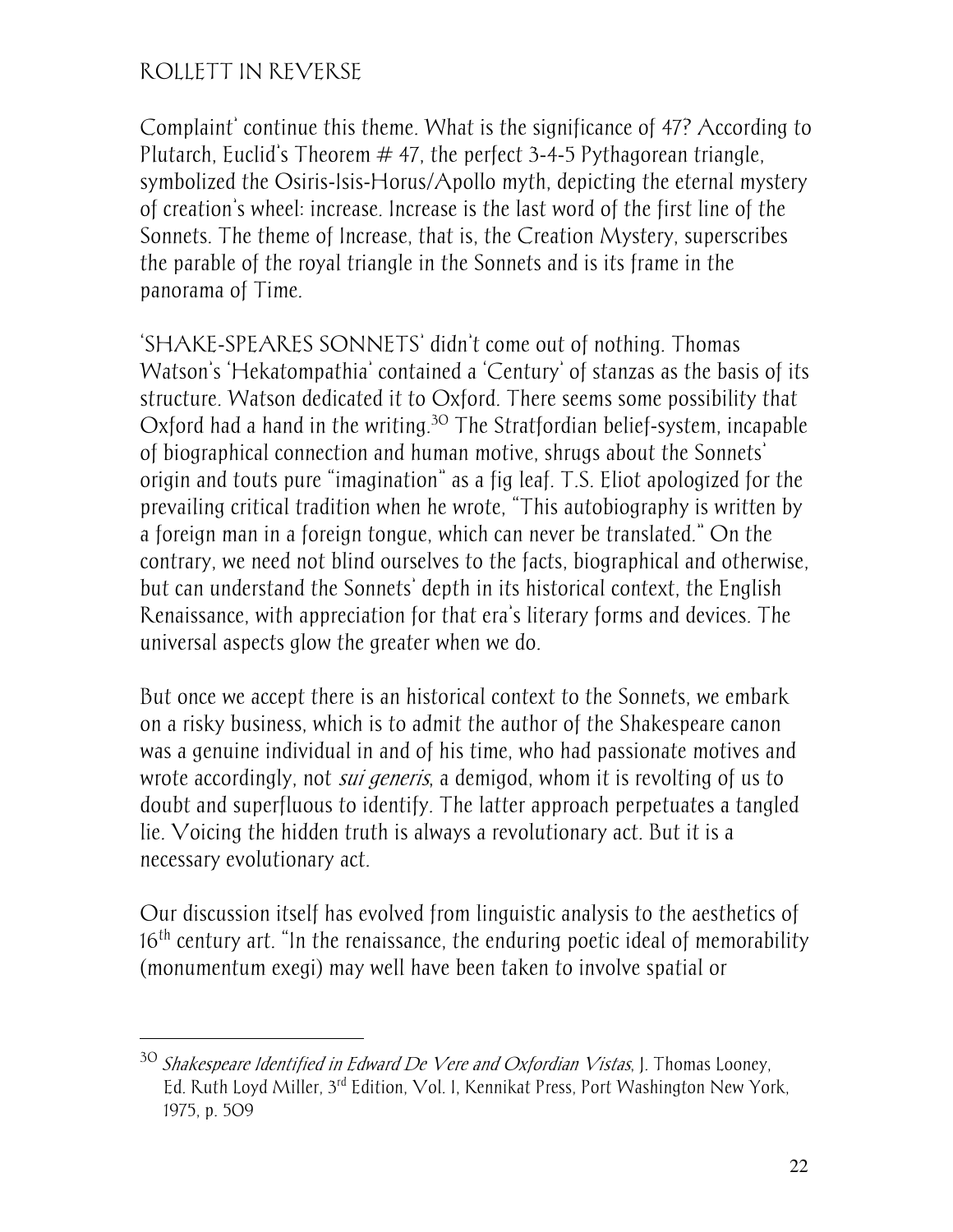Complaint' continue this theme. What is the significance of 47? According to Plutarch, Euclid's Theorem # 47, the perfect 3-4-5 Pythagorean triangle, symbolized the Osiris-Isis-Horus/Apollo myth, depicting the eternal mystery of creation's wheel: increase. Increase is the last word of the first line of the Sonnets. The theme of Increase, that is, the Creation Mystery, superscribes the parable of the royal triangle in the Sonnets and is its frame in the panorama of Time.

'SHAKE-SPEARES SONNETS' didn't come out of nothing. Thomas Watson's 'Hekatompathia' contained a 'Century' of stanzas as the basis of its structure. Watson dedicated it to Oxford. There seems some possibility that Oxford had a hand in the writing.[30] The Stratfordian belief-system, incapable of biographical connection and human motive, shrugs about the Sonnets' origin and touts pure "imagination" as a fig leaf. T.S. Eliot apologized for the prevailing critical tradition when he wrote, "This autobiography is written by a foreign man in a foreign tongue, which can never be translated." On the contrary, we need not blind ourselves to the facts, biographical and otherwise, but can understand the Sonnets' depth in its historical context, the English Renaissance, with appreciation for that era's literary forms and devices. The universal aspects glow the greater when we do.

But once we accept there is an historical context to the Sonnets, we embark on a risky business, which is to admit the author of the Shakespeare canon was a genuine individual in and of his time, who had passionate motives and wrote accordingly, not *sui generis*, a demigod, whom it is revolting of us to doubt and superfluous to identify. The latter approach perpetuates a tangled lie. Voicing the hidden truth is always a revolutionary act. But it is a necessary evolutionary act.

Our discussion itself has evolved from linguistic analysis to the aesthetics of 16th century art. "In the renaissance, the enduring poetic ideal of memorability (monumentum exegi) may well have been taken to involve spatial or

---

[30] *Shakespeare Identified in Edward De Vere and Oxfordian Vistas*, J. Thomas Looney, Ed. Ruth Loyd Miller, 3rd Edition, Vol. I, Kennikat Press, Port Washington New York, 1975, p. 509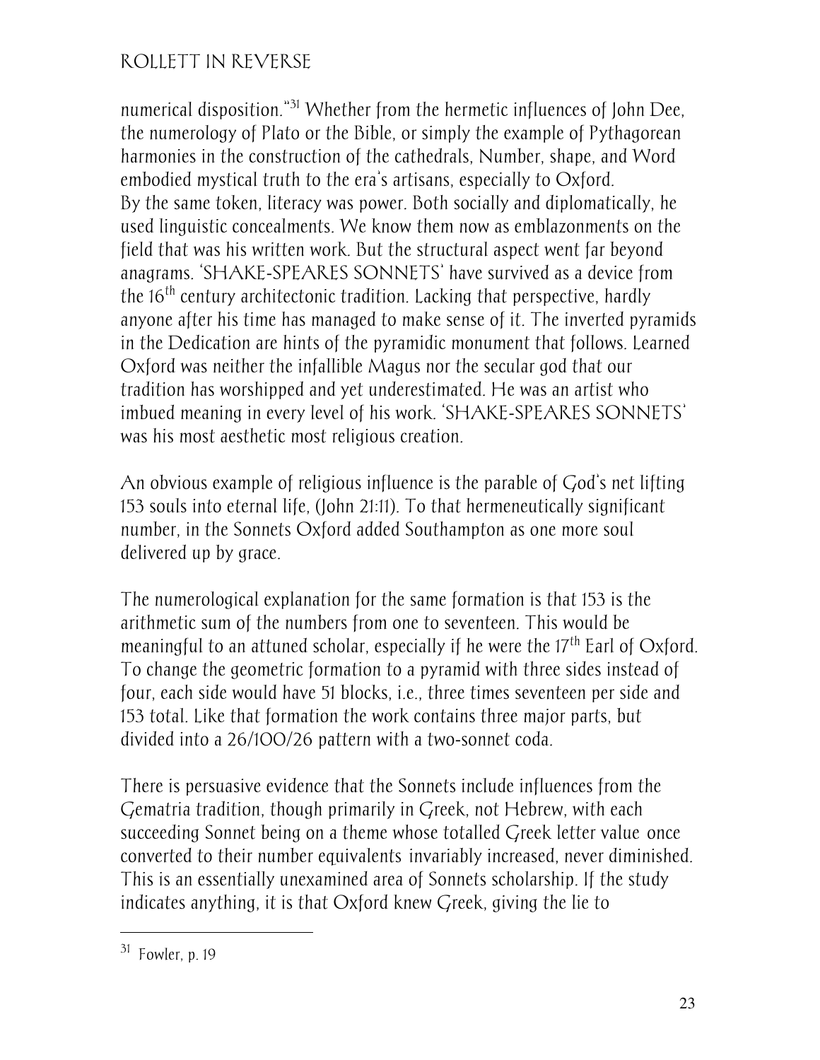numerical disposition."[31] Whether from the hermetic influences of John Dee, the numerology of Plato or the Bible, or simply the example of Pythagorean harmonies in the construction of the cathedrals, Number, shape, and Word embodied mystical truth to the era's artisans, especially to Oxford. By the same token, literacy was power. Both socially and diplomatically, he used linguistic concealments. We know them now as emblazonments on the field that was his written work. But the structural aspect went far beyond anagrams. 'SHAKE-SPEARES SONNETS' have survived as a device from the 16th century architectonic tradition. Lacking that perspective, hardly anyone after his time has managed to make sense of it. The inverted pyramids in the Dedication are hints of the pyramidic monument that follows. Learned Oxford was neither the infallible Magus nor the secular god that our tradition has worshipped and yet underestimated. He was an artist who imbued meaning in every level of his work. 'SHAKE-SPEARES SONNETS' was his most aesthetic most religious creation.

An obvious example of religious influence is the parable of God's net lifting 153 souls into eternal life, (John 21:11). To that hermeneutically significant number, in the Sonnets Oxford added Southampton as one more soul delivered up by grace.

The numerological explanation for the same formation is that 153 is the arithmetic sum of the numbers from one to seventeen. This would be meaningful to an attuned scholar, especially if he were the 17th Earl of Oxford. To change the geometric formation to a pyramid with three sides instead of four, each side would have 51 blocks, i.e., three times seventeen per side and 153 total. Like that formation the work contains three major parts, but divided into a 26/100/26 pattern with a two-sonnet coda.

There is persuasive evidence that the Sonnets include influences from the Gematria tradition, though primarily in Greek, not Hebrew, with each succeeding Sonnet being on a theme whose totalled Greek letter value once converted to their number equivalents invariably increased, never diminished. This is an essentially unexamined area of Sonnets scholarship. If the study indicates anything, it is that Oxford knew Greek, giving the lie to

---

[31] Fowler, p. 19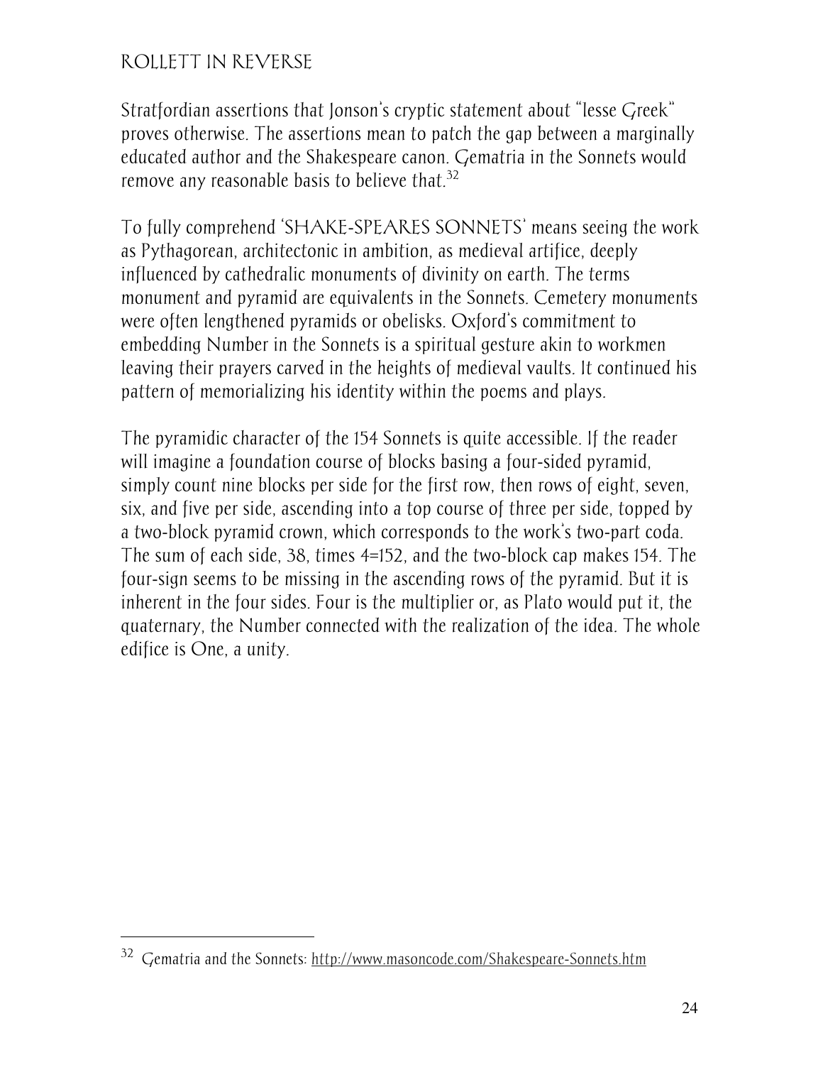Stratfordian assertions that Jonson's cryptic statement about "lesse Greek" proves otherwise. The assertions mean to patch the gap between a marginally educated author and the Shakespeare canon. Gematria in the Sonnets would remove any reasonable basis to believe that.[32]

To fully comprehend 'SHAKE-SPEARES SONNETS' means seeing the work as Pythagorean, architectonic in ambition, as medieval artifice, deeply influenced by cathedralic monuments of divinity on earth. The terms monument and pyramid are equivalents in the Sonnets. Cemetery monuments were often lengthened pyramids or obelisks. Oxford's commitment to embedding Number in the Sonnets is a spiritual gesture akin to workmen leaving their prayers carved in the heights of medieval vaults. It continued his pattern of memorializing his identity within the poems and plays.

The pyramidic character of the 154 Sonnets is quite accessible. If the reader will imagine a foundation course of blocks basing a four-sided pyramid, simply count nine blocks per side for the first row, then rows of eight, seven, six, and five per side, ascending into a top course of three per side, topped by a two-block pyramid crown, which corresponds to the work's two-part coda. The sum of each side, 38, times 4=152, and the two-block cap makes 154. The four-sign seems to be missing in the ascending rows of the pyramid. But it is inherent in the four sides. Four is the multiplier or, as Plato would put it, the quaternary, the Number connected with the realization of the idea. The whole edifice is One, a unity.

---

[32] Gematria and the Sonnets: http://www.masoncode.com/Shakespeare-Sonnets.htm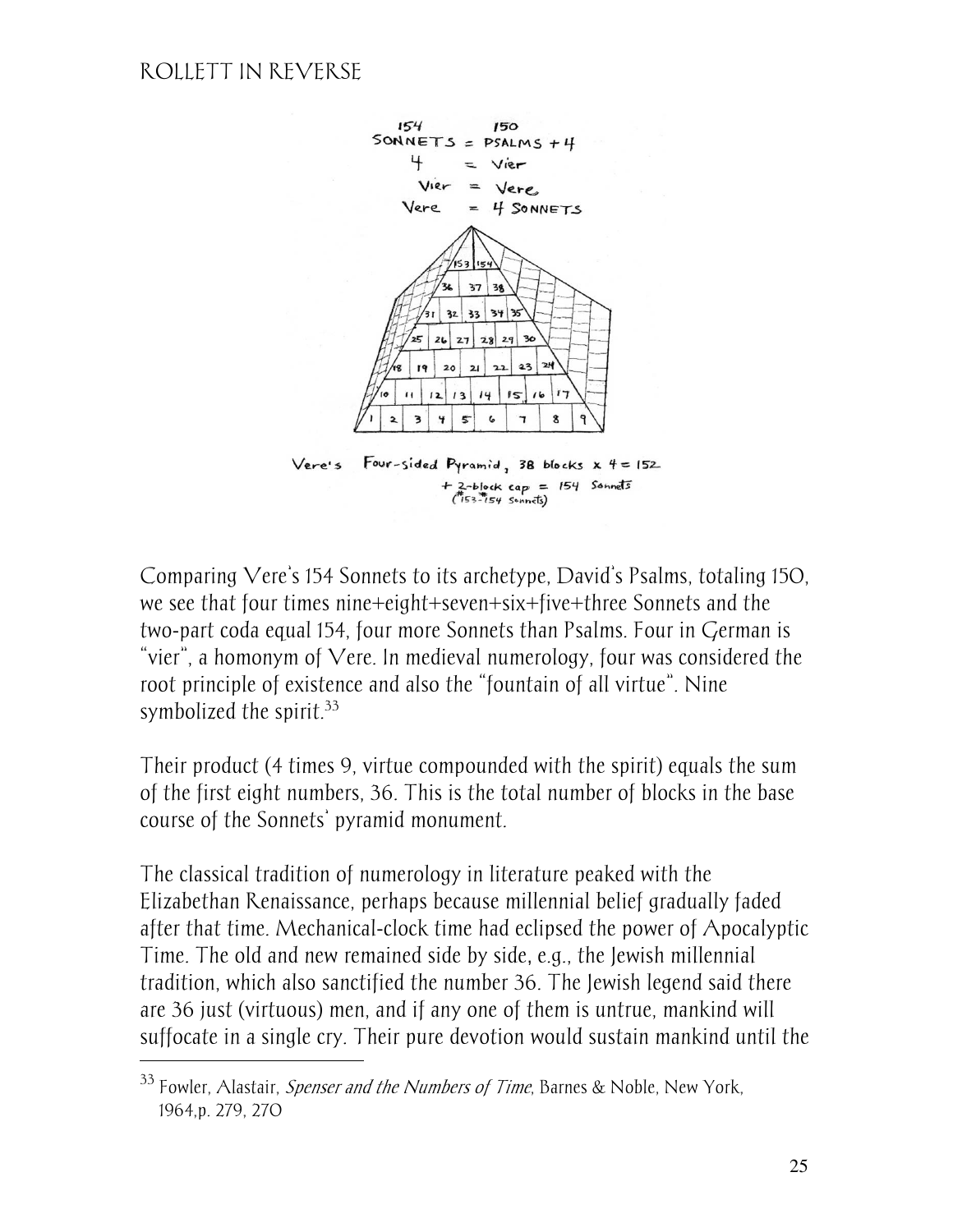154 150
SONNETS = PSALMS + 4
4 = Vier
Vier = Vere
Vere = 4 SONNETS

Vere's Four-sided Pyramid, 38 blocks x 4 = 152
+ 2-block cap = 154 Sonnets
(153-154 Sonnets)

Comparing Vere's 154 Sonnets to its archetype, David's Psalms, totaling 150, we see that four times nine+eight+seven+six+five+three Sonnets and the two-part coda equal 154, four more Sonnets than Psalms. Four in German is "vier", a homonym of Vere. In medieval numerology, four was considered the root principle of existence and also the "fountain of all virtue". Nine symbolized the spirit.[33]

Their product (4 times 9, virtue compounded with the spirit) equals the sum of the first eight numbers, 36. This is the total number of blocks in the base course of the Sonnets' pyramid monument.

The classical tradition of numerology in literature peaked with the Elizabethan Renaissance, perhaps because millennial belief gradually faded after that time. Mechanical-clock time had eclipsed the power of Apocalyptic Time. The old and new remained side by side, e.g., the Jewish millennial tradition, which also sanctified the number 36. The Jewish legend said there are 36 just (virtuous) men, and if any one of them is untrue, mankind will suffocate in a single cry. Their pure devotion would sustain mankind until the

[33] Fowler, Alastair, *Spenser and the Numbers of Time*, Barnes & Noble, New York, 1964,p. 279, 270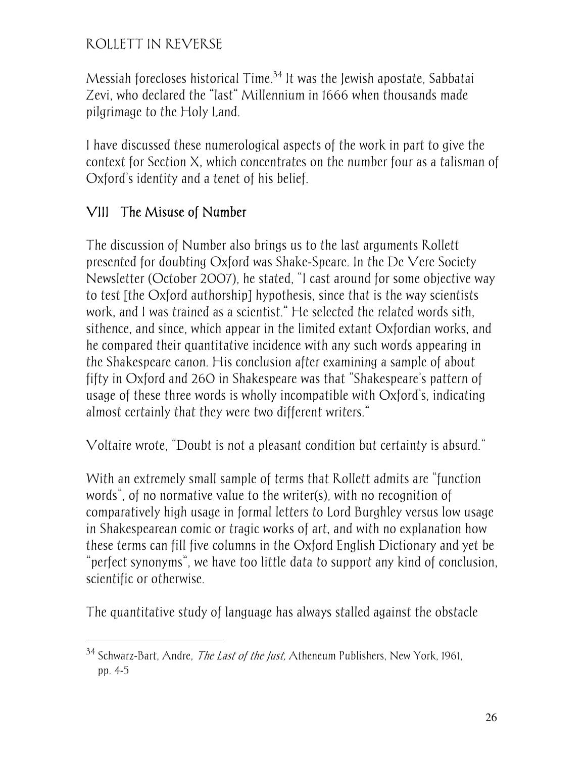Messiah forecloses historical Time.[34] It was the Jewish apostate, Sabbatai Zevi, who declared the "last" Millennium in 1666 when thousands made pilgrimage to the Holy Land.

I have discussed these numerological aspects of the work in part to give the context for Section X, which concentrates on the number four as a talisman of Oxford's identity and a tenet of his belief.

## VIII The Misuse of Number

The discussion of Number also brings us to the last arguments Rollett presented for doubting Oxford was Shake-Speare. In the De Vere Society Newsletter (October 2007), he stated, "I cast around for some objective way to test [the Oxford authorship] hypothesis, since that is the way scientists work, and I was trained as a scientist." He selected the related words sith, sithence, and since, which appear in the limited extant Oxfordian works, and he compared their quantitative incidence with any such words appearing in the Shakespeare canon. His conclusion after examining a sample of about fifty in Oxford and 260 in Shakespeare was that "Shakespeare's pattern of usage of these three words is wholly incompatible with Oxford's, indicating almost certainly that they were two different writers."

Voltaire wrote, "Doubt is not a pleasant condition but certainty is absurd."

With an extremely small sample of terms that Rollett admits are "function words", of no normative value to the writer(s), with no recognition of comparatively high usage in formal letters to Lord Burghley versus low usage in Shakespearean comic or tragic works of art, and with no explanation how these terms can fill five columns in the Oxford English Dictionary and yet be "perfect synonyms", we have too little data to support any kind of conclusion, scientific or otherwise.

The quantitative study of language has always stalled against the obstacle

---

[34] Schwarz-Bart, Andre, *The Last of the Just,* Atheneum Publishers, New York, 1961, pp. 4-5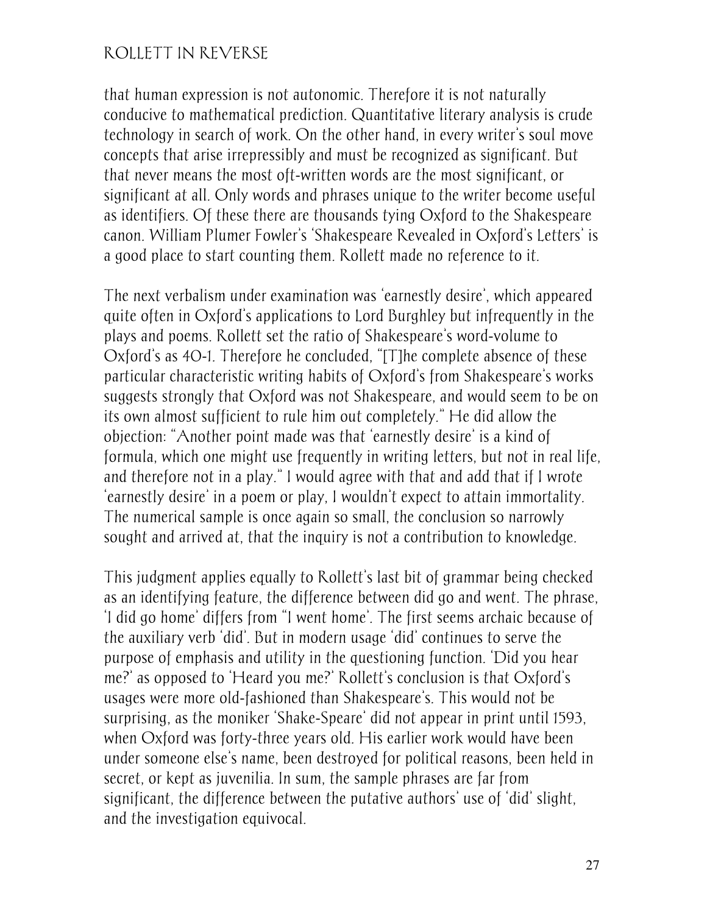that human expression is not autonomic. Therefore it is not naturally conducive to mathematical prediction. Quantitative literary analysis is crude technology in search of work. On the other hand, in every writer's soul move concepts that arise irrepressibly and must be recognized as significant. But that never means the most oft-written words are the most significant, or significant at all. Only words and phrases unique to the writer become useful as identifiers. Of these there are thousands tying Oxford to the Shakespeare canon. William Plumer Fowler's 'Shakespeare Revealed in Oxford's Letters' is a good place to start counting them. Rollett made no reference to it.

The next verbalism under examination was 'earnestly desire', which appeared quite often in Oxford's applications to Lord Burghley but infrequently in the plays and poems. Rollett set the ratio of Shakespeare's word-volume to Oxford's as 40-1. Therefore he concluded, "[T]he complete absence of these particular characteristic writing habits of Oxford's from Shakespeare's works suggests strongly that Oxford was not Shakespeare, and would seem to be on its own almost sufficient to rule him out completely." He did allow the objection: "Another point made was that 'earnestly desire' is a kind of formula, which one might use frequently in writing letters, but not in real life, and therefore not in a play." I would agree with that and add that if I wrote 'earnestly desire' in a poem or play, I wouldn't expect to attain immortality. The numerical sample is once again so small, the conclusion so narrowly sought and arrived at, that the inquiry is not a contribution to knowledge.

This judgment applies equally to Rollett's last bit of grammar being checked as an identifying feature, the difference between did go and went. The phrase, 'I did go home' differs from "I went home'. The first seems archaic because of the auxiliary verb 'did'. But in modern usage 'did' continues to serve the purpose of emphasis and utility in the questioning function. 'Did you hear me?' as opposed to 'Heard you me?' Rollett's conclusion is that Oxford's usages were more old-fashioned than Shakespeare's. This would not be surprising, as the moniker 'Shake-Speare' did not appear in print until 1593, when Oxford was forty-three years old. His earlier work would have been under someone else's name, been destroyed for political reasons, been held in secret, or kept as juvenilia. In sum, the sample phrases are far from significant, the difference between the putative authors' use of 'did' slight, and the investigation equivocal.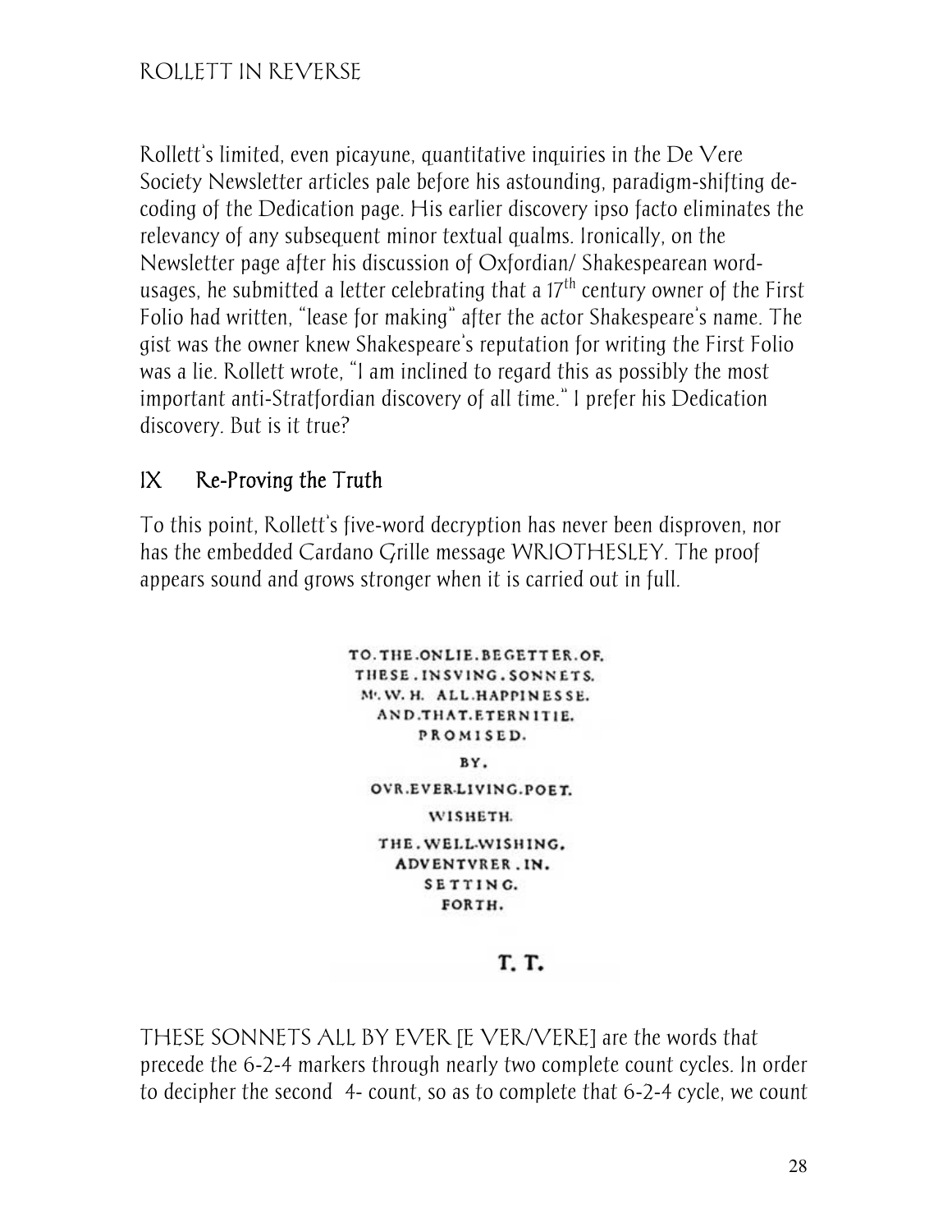Rollett's limited, even picayune, quantitative inquiries in the De Vere Society Newsletter articles pale before his astounding, paradigm-shifting de-coding of the Dedication page. His earlier discovery ipso facto eliminates the relevancy of any subsequent minor textual qualms. Ironically, on the Newsletter page after his discussion of Oxfordian/ Shakespearean word-usages, he submitted a letter celebrating that a 17th century owner of the First Folio had written, "lease for making" after the actor Shakespeare's name. The gist was the owner knew Shakespeare's reputation for writing the First Folio was a lie. Rollett wrote, "I am inclined to regard this as possibly the most important anti-Stratfordian discovery of all time." I prefer his Dedication discovery. But is it true?

## IX Re-Proving the Truth

To this point, Rollett's five-word decryption has never been disproven, nor has the embedded Cardano Grille message WRIOTHESLEY. The proof appears sound and grows stronger when it is carried out in full.

TO.THE.ONLIE.BEGETTER.OF.
THESE.INSVING.SONNETS.
Mr. W. H. ALL.HAPPINESSE.
AND.THAT.ETERNITIE.
PROMISED.
BY.
OVR.EVER-LIVING.POET.
WISHETH.
THE.WELL-WISHING.
ADVENTVRER.IN.
SETTING.
FORTH.

T. T.

THESE SONNETS ALL BY EVER [E VER/VERE] are the words that precede the 6-2-4 markers through nearly two complete count cycles. In order to decipher the second 4- count, so as to complete that 6-2-4 cycle, we count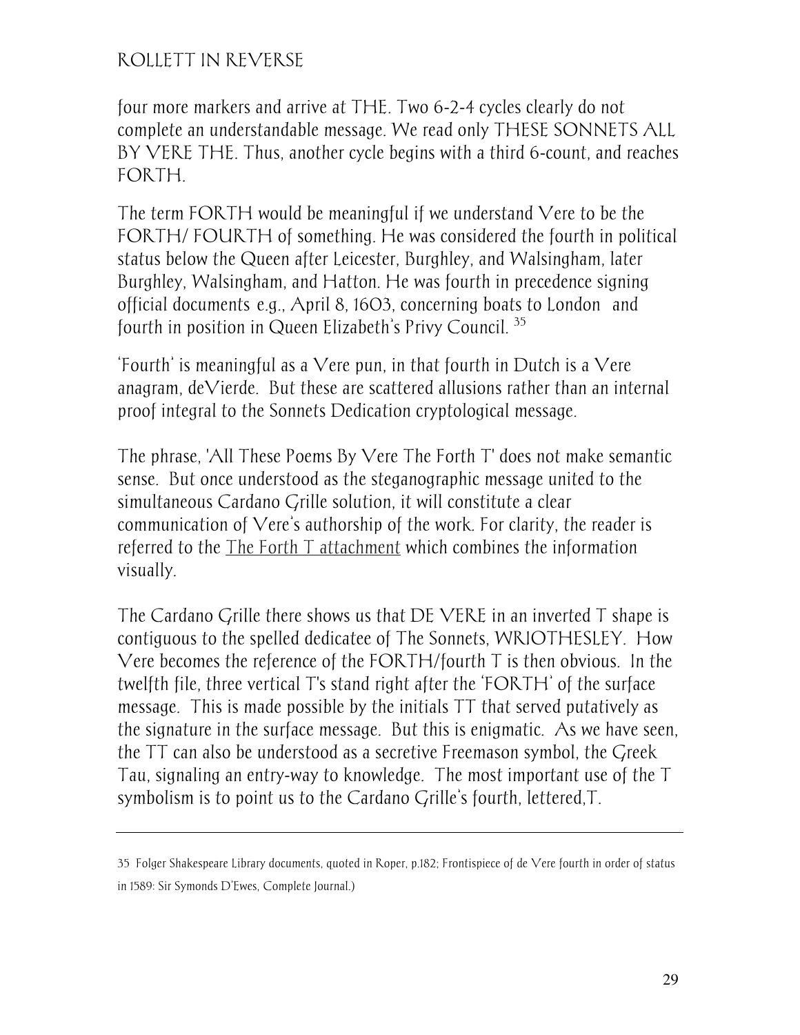four more markers and arrive at THE. Two 6-2-4 cycles clearly do not complete an understandable message. We read only THESE SONNETS ALL BY VERE THE. Thus, another cycle begins with a third 6-count, and reaches FORTH.

The term FORTH would be meaningful if we understand Vere to be the FORTH/ FOURTH of something. He was considered the fourth in political status below the Queen after Leicester, Burghley, and Walsingham, later Burghley, Walsingham, and Hatton. He was fourth in precedence signing official documents e.g., April 8, 1603, concerning boats to London and fourth in position in Queen Elizabeth's Privy Council. [35]

'Fourth' is meaningful as a Vere pun, in that fourth in Dutch is a Vere anagram, deVierde. But these are scattered allusions rather than an internal proof integral to the Sonnets Dedication cryptological message.

The phrase, 'All These Poems By Vere The Forth T' does not make semantic sense. But once understood as the steganographic message united to the simultaneous Cardano Grille solution, it will constitute a clear communication of Vere's authorship of the work. For clarity, the reader is referred to the <u>The Forth T attachment</u> which combines the information visually.

The Cardano Grille there shows us that DE VERE in an inverted T shape is contiguous to the spelled dedicatee of The Sonnets, WRIOTHESLEY. How Vere becomes the reference of the FORTH/fourth T is then obvious. In the twelfth file, three vertical T's stand right after the 'FORTH' of the surface message. This is made possible by the initials TT that served putatively as the signature in the surface message. But this is enigmatic. As we have seen, the TT can also be understood as a secretive Freemason symbol, the Greek Tau, signaling an entry-way to knowledge. The most important use of the T symbolism is to point us to the Cardano Grille's fourth, lettered,T.

---

35 Folger Shakespeare Library documents, quoted in Roper, p.182; Frontispiece of de Vere fourth in order of status in 1589: Sir Symonds D'Ewes, Complete Journal.)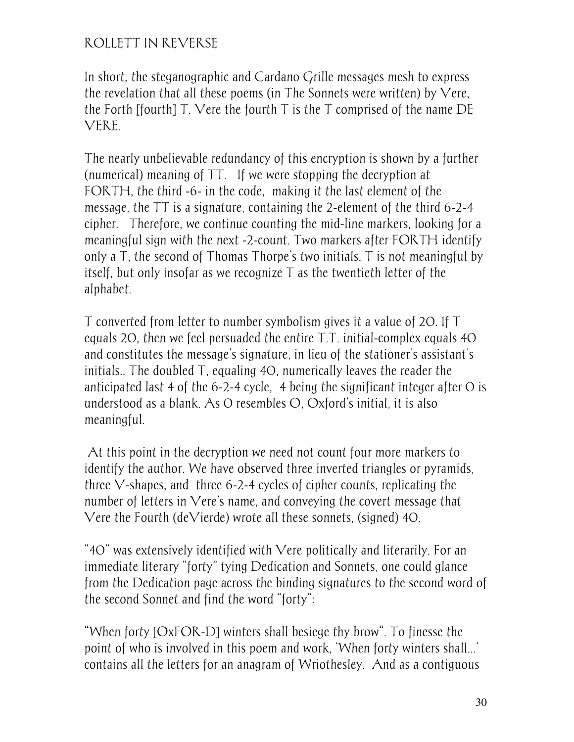In short, the steganographic and Cardano Grille messages mesh to express the revelation that all these poems (in The Sonnets were written) by Vere, the Forth [fourth] T. Vere the fourth T is the T comprised of the name DE VERE.

The nearly unbelievable redundancy of this encryption is shown by a further (numerical) meaning of TT. If we were stopping the decryption at FORTH, the third -6- in the code, making it the last element of the message, the TT is a signature, containing the 2-element of the third 6-2-4 cipher. Therefore, we continue counting the mid-line markers, looking for a meaningful sign with the next -2-count. Two markers after FORTH identify only a T, the second of Thomas Thorpe's two initials. T is not meaningful by itself, but only insofar as we recognize T as the twentieth letter of the alphabet.

T converted from letter to number symbolism gives it a value of 20. If T equals 20, then we feel persuaded the entire T.T. initial-complex equals 40 and constitutes the message's signature, in lieu of the stationer's assistant's initials.. The doubled T, equaling 40, numerically leaves the reader the anticipated last 4 of the 6-2-4 cycle, 4 being the significant integer after 0 is understood as a blank. As 0 resembles O, Oxford's initial, it is also meaningful.

At this point in the decryption we need not count four more markers to identify the author. We have observed three inverted triangles or pyramids, three V-shapes, and three 6-2-4 cycles of cipher counts, replicating the number of letters in Vere's name, and conveying the covert message that Vere the Fourth (deVierde) wrote all these sonnets, (signed) 40.

"40" was extensively identified with Vere politically and literarily. For an immediate literary "forty" tying Dedication and Sonnets, one could glance from the Dedication page across the binding signatures to the second word of the second Sonnet and find the word "forty":

"When forty [OxFOR-D] winters shall besiege thy brow". To finesse the point of who is involved in this poem and work, 'When forty winters shall...' contains all the letters for an anagram of Wriothesley. And as a contiguous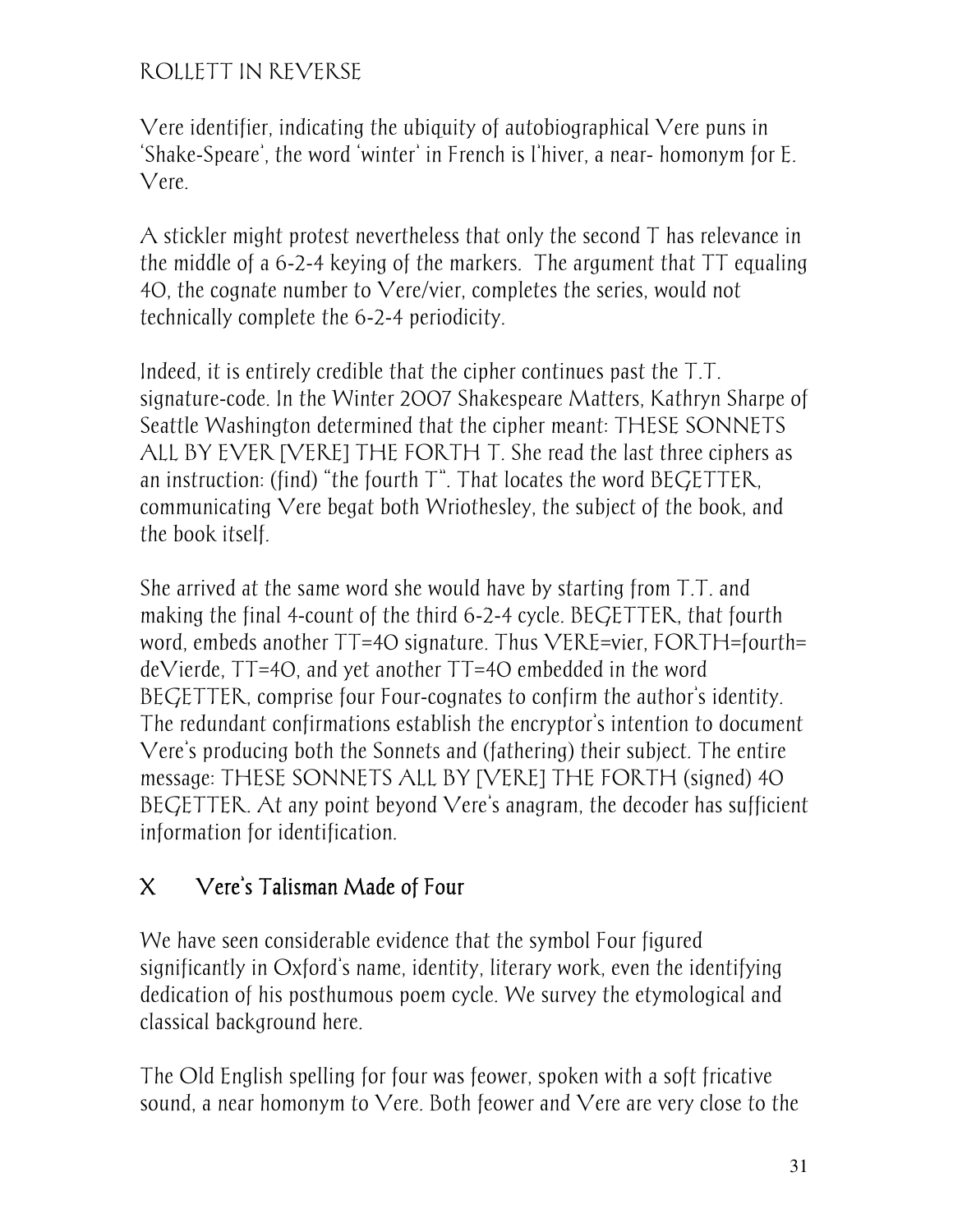Vere identifier, indicating the ubiquity of autobiographical Vere puns in 'Shake-Speare', the word 'winter' in French is l'hiver, a near- homonym for E. Vere.

A stickler might protest nevertheless that only the second T has relevance in the middle of a 6-2-4 keying of the markers. The argument that TT equaling 40, the cognate number to Vere/vier, completes the series, would not technically complete the 6-2-4 periodicity.

Indeed, it is entirely credible that the cipher continues past the T.T. signature-code. In the Winter 2007 Shakespeare Matters, Kathryn Sharpe of Seattle Washington determined that the cipher meant: THESE SONNETS ALL BY EVER [VERE] THE FORTH T. She read the last three ciphers as an instruction: (find) "the fourth T". That locates the word BEGETTER, communicating Vere begat both Wriothesley, the subject of the book, and the book itself.

She arrived at the same word she would have by starting from T.T. and making the final 4-count of the third 6-2-4 cycle. BEGETTER, that fourth word, embeds another TT=40 signature. Thus VERE=vier, FORTH=fourth= deVierde, TT=40, and yet another TT=40 embedded in the word BEGETTER, comprise four Four-cognates to confirm the author's identity. The redundant confirmations establish the encryptor's intention to document Vere's producing both the Sonnets and (fathering) their subject. The entire message: THESE SONNETS ALL BY [VERE] THE FORTH (signed) 40 BEGETTER. At any point beyond Vere's anagram, the decoder has sufficient information for identification.

## X Vere's Talisman Made of Four

We have seen considerable evidence that the symbol Four figured significantly in Oxford's name, identity, literary work, even the identifying dedication of his posthumous poem cycle. We survey the etymological and classical background here.

The Old English spelling for four was feower, spoken with a soft fricative sound, a near homonym to Vere. Both feower and Vere are very close to the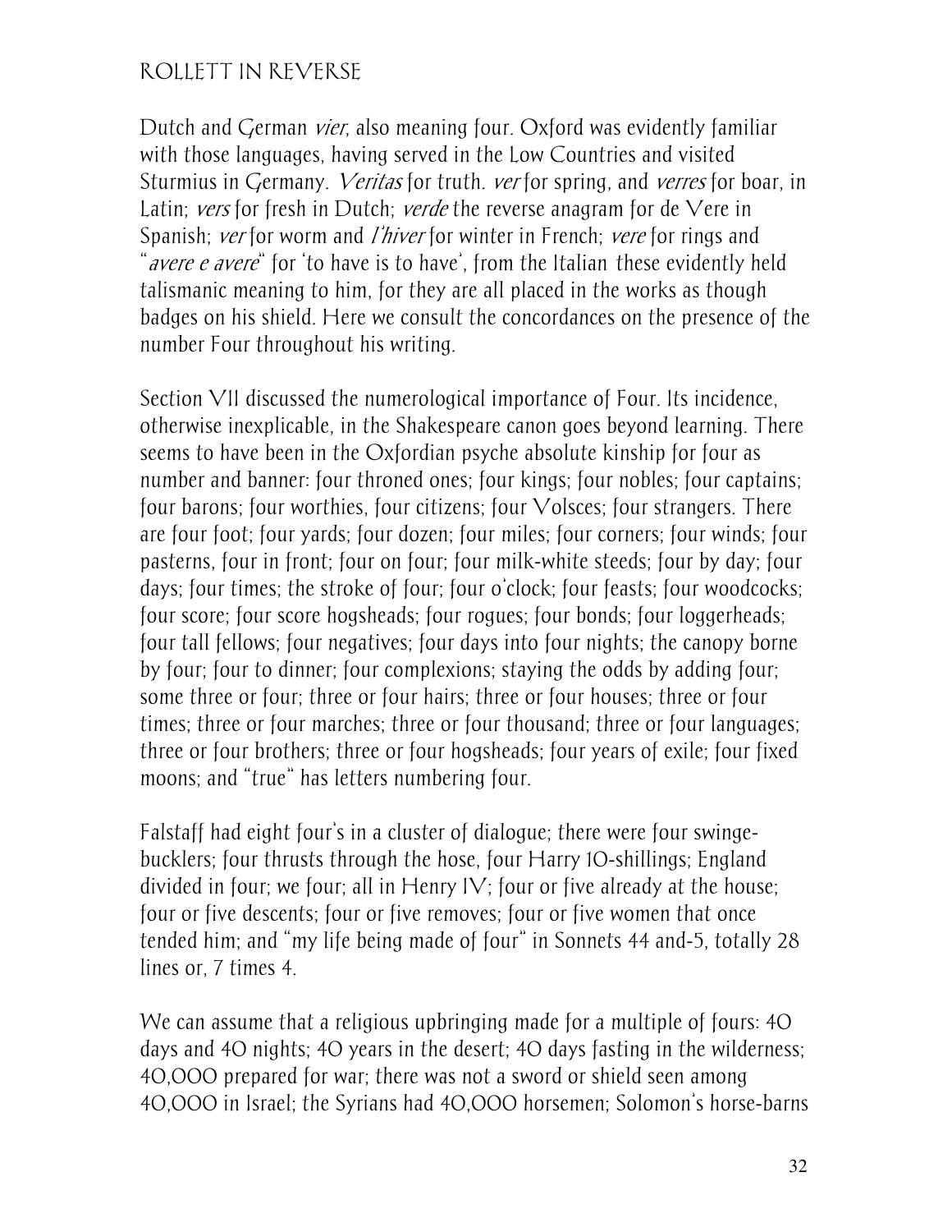Dutch and German *vier*, also meaning four. Oxford was evidently familiar with those languages, having served in the Low Countries and visited Sturmius in Germany. *Veritas* for truth. *ver* for spring, and *verres* for boar, in Latin; *vers* for fresh in Dutch; *verde* the reverse anagram for de Vere in Spanish; *ver* for worm and *l'hiver* for winter in French; *vere* for rings and "*avere e avere*" for 'to have is to have', from the Italian these evidently held talismanic meaning to him, for they are all placed in the works as though badges on his shield. Here we consult the concordances on the presence of the number Four throughout his writing.

Section VII discussed the numerological importance of Four. Its incidence, otherwise inexplicable, in the Shakespeare canon goes beyond learning. There seems to have been in the Oxfordian psyche absolute kinship for four as number and banner: four throned ones; four kings; four nobles; four captains; four barons; four worthies, four citizens; four Volsces; four strangers. There are four foot; four yards; four dozen; four miles; four corners; four winds; four pasterns, four in front; four on four; four milk-white steeds; four by day; four days; four times; the stroke of four; four o'clock; four feasts; four woodcocks; four score; four score hogsheads; four rogues; four bonds; four loggerheads; four tall fellows; four negatives; four days into four nights; the canopy borne by four; four to dinner; four complexions; staying the odds by adding four; some three or four; three or four hairs; three or four houses; three or four times; three or four marches; three or four thousand; three or four languages; three or four brothers; three or four hogsheads; four years of exile; four fixed moons; and "true" has letters numbering four.

Falstaff had eight four's in a cluster of dialogue; there were four swinge-bucklers; four thrusts through the hose, four Harry 10-shillings; England divided in four; we four; all in Henry IV; four or five already at the house; four or five descents; four or five removes; four or five women that once tended him; and "my life being made of four" in Sonnets 44 and-5, totally 28 lines or, 7 times 4.

We can assume that a religious upbringing made for a multiple of fours: 40 days and 40 nights; 40 years in the desert; 40 days fasting in the wilderness; 40,000 prepared for war; there was not a sword or shield seen among 40,000 in Israel; the Syrians had 40,000 horsemen; Solomon's horse-barns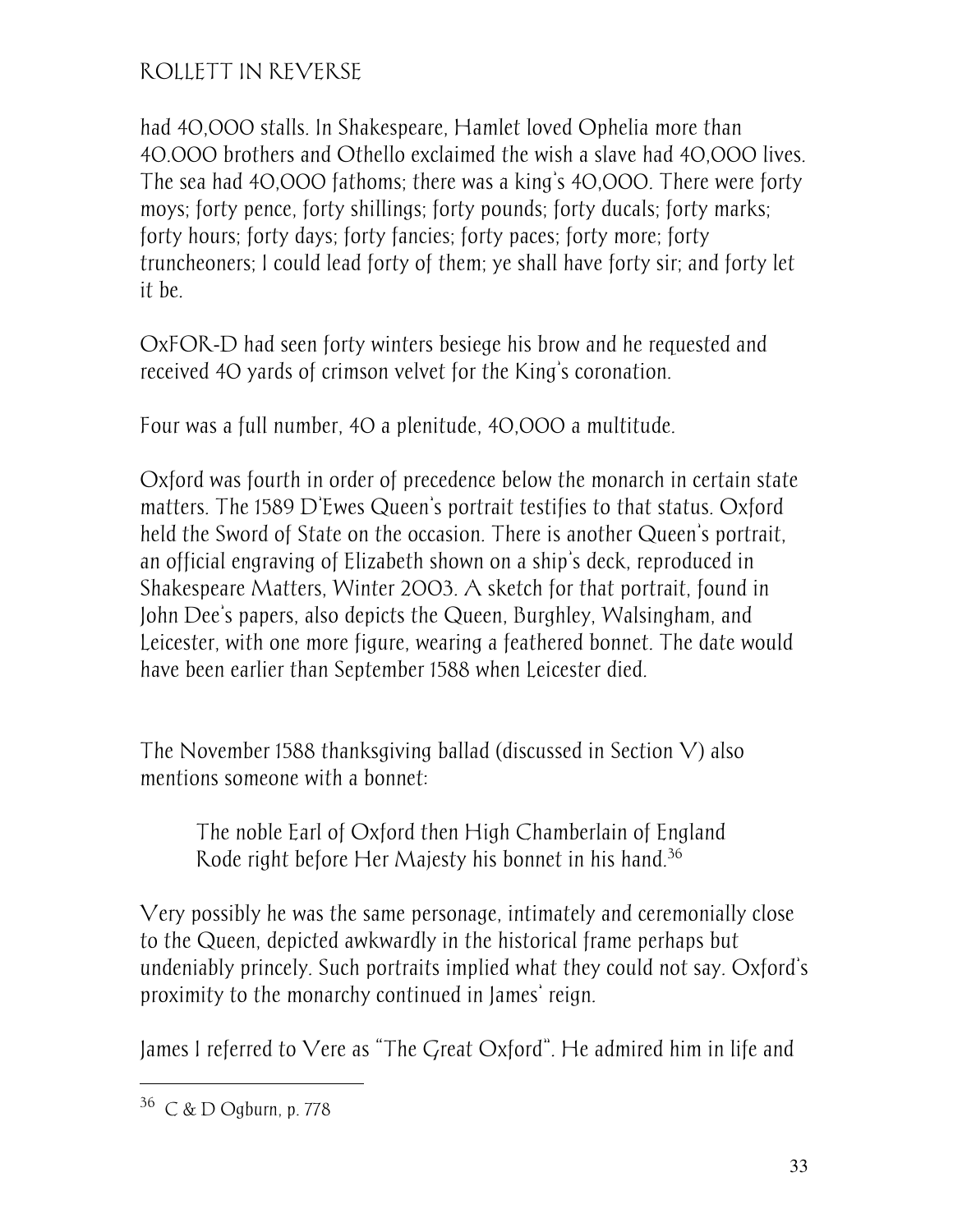had 40,000 stalls. In Shakespeare, Hamlet loved Ophelia more than 40.000 brothers and Othello exclaimed the wish a slave had 40,000 lives. The sea had 40,000 fathoms; there was a king's 40,000. There were forty moys; forty pence, forty shillings; forty pounds; forty ducals; forty marks; forty hours; forty days; forty fancies; forty paces; forty more; forty truncheoners; I could lead forty of them; ye shall have forty sir; and forty let it be.

OxFOR-D had seen forty winters besiege his brow and he requested and received 40 yards of crimson velvet for the King's coronation.

Four was a full number, 40 a plenitude, 40,000 a multitude.

Oxford was fourth in order of precedence below the monarch in certain state matters. The 1589 D'Ewes Queen's portrait testifies to that status. Oxford held the Sword of State on the occasion. There is another Queen's portrait, an official engraving of Elizabeth shown on a ship's deck, reproduced in Shakespeare Matters, Winter 2003. A sketch for that portrait, found in John Dee's papers, also depicts the Queen, Burghley, Walsingham, and Leicester, with one more figure, wearing a feathered bonnet. The date would have been earlier than September 1588 when Leicester died.

The November 1588 thanksgiving ballad (discussed in Section V) also mentions someone with a bonnet:

> The noble Earl of Oxford then High Chamberlain of England
> Rode right before Her Majesty his bonnet in his hand.[36]

Very possibly he was the same personage, intimately and ceremonially close to the Queen, depicted awkwardly in the historical frame perhaps but undeniably princely. Such portraits implied what they could not say. Oxford's proximity to the monarchy continued in James' reign.

James I referred to Vere as "The Great Oxford". He admired him in life and

---

[36] C & D Ogburn, p. 778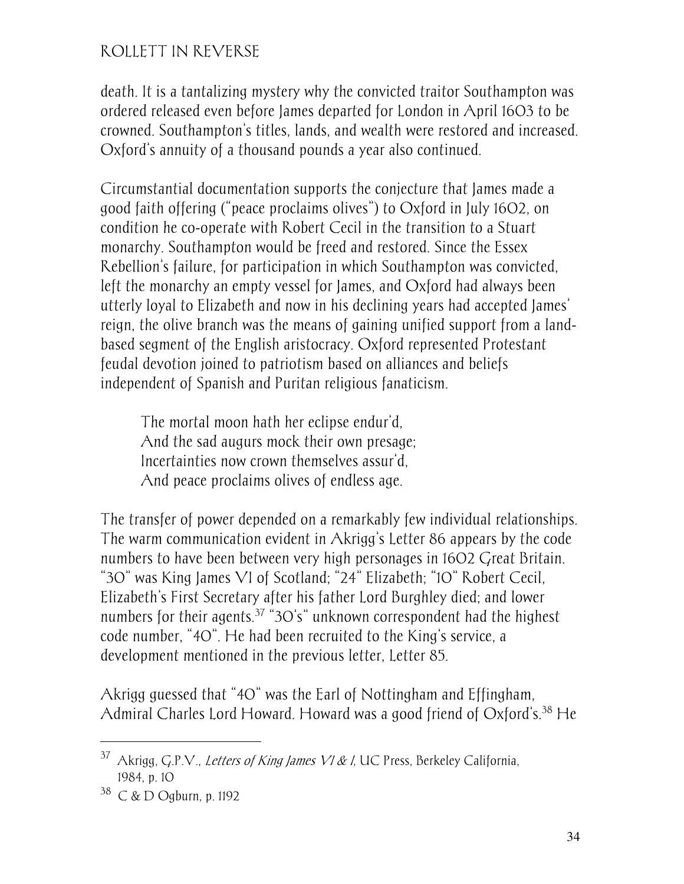death. It is a tantalizing mystery why the convicted traitor Southampton was ordered released even before James departed for London in April 1603 to be crowned. Southampton's titles, lands, and wealth were restored and increased. Oxford's annuity of a thousand pounds a year also continued.

Circumstantial documentation supports the conjecture that James made a good faith offering ("peace proclaims olives") to Oxford in July 1602, on condition he co-operate with Robert Cecil in the transition to a Stuart monarchy. Southampton would be freed and restored. Since the Essex Rebellion's failure, for participation in which Southampton was convicted, left the monarchy an empty vessel for James, and Oxford had always been utterly loyal to Elizabeth and now in his declining years had accepted James' reign, the olive branch was the means of gaining unified support from a land-based segment of the English aristocracy. Oxford represented Protestant feudal devotion joined to patriotism based on alliances and beliefs independent of Spanish and Puritan religious fanaticism.

> The mortal moon hath her eclipse endur'd,
> And the sad augurs mock their own presage;
> Incertainties now crown themselves assur'd,
> And peace proclaims olives of endless age.

The transfer of power depended on a remarkably few individual relationships. The warm communication evident in Akrigg's Letter 86 appears by the code numbers to have been between very high personages in 1602 Great Britain. "30" was King James VI of Scotland; "24" Elizabeth; "10" Robert Cecil, Elizabeth's First Secretary after his father Lord Burghley died; and lower numbers for their agents.[37] "30's" unknown correspondent had the highest code number, "40". He had been recruited to the King's service, a development mentioned in the previous letter, Letter 85.

Akrigg guessed that "40" was the Earl of Nottingham and Effingham, Admiral Charles Lord Howard. Howard was a good friend of Oxford's.[38] He

---

[37] Akrigg, G.P.V., *Letters of King James VI & I*, UC Press, Berkeley California, 1984, p. 10

[38] C & D Ogburn, p. 1192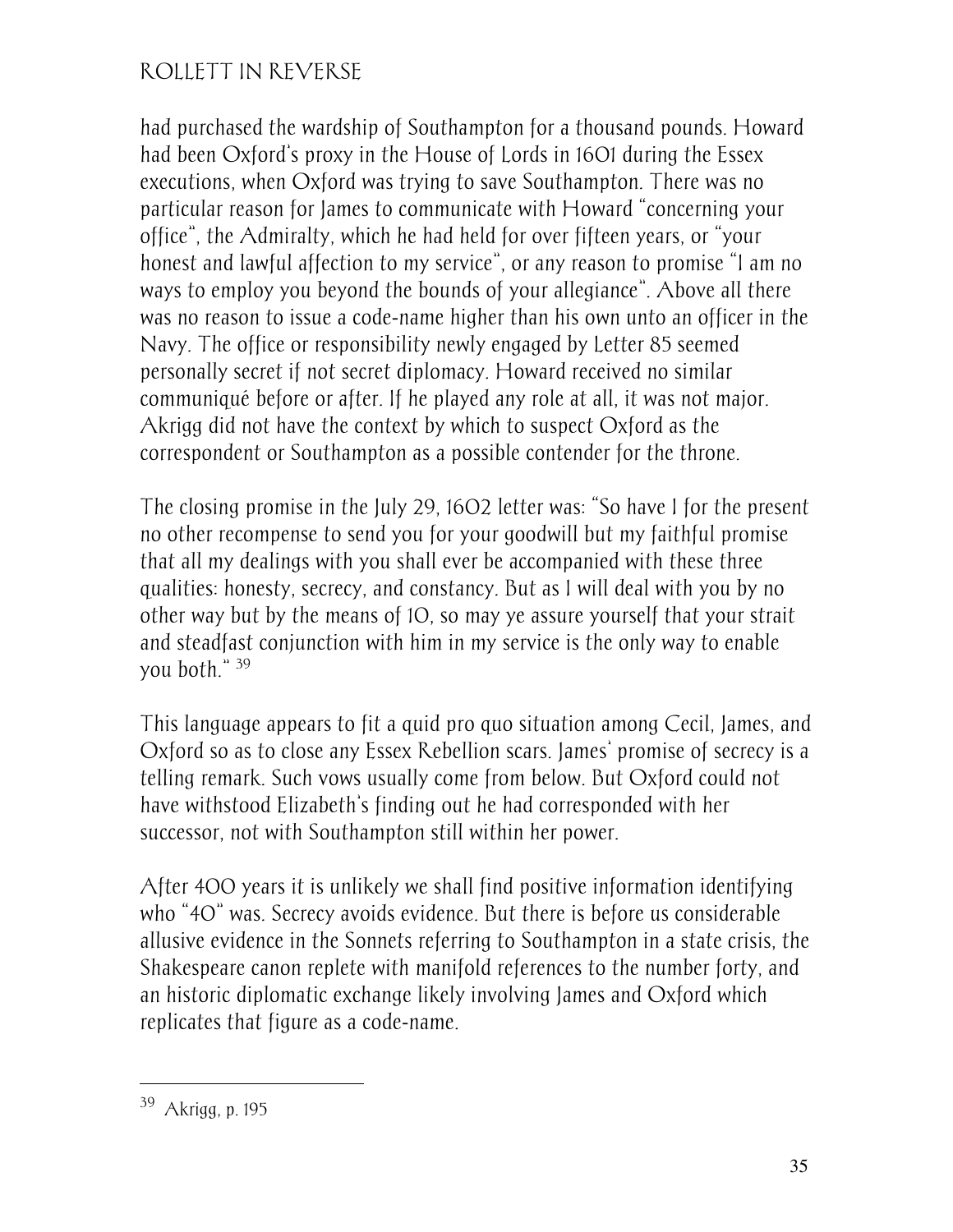had purchased the wardship of Southampton for a thousand pounds. Howard had been Oxford's proxy in the House of Lords in 1601 during the Essex executions, when Oxford was trying to save Southampton. There was no particular reason for James to communicate with Howard "concerning your office", the Admiralty, which he had held for over fifteen years, or "your honest and lawful affection to my service", or any reason to promise "I am no ways to employ you beyond the bounds of your allegiance". Above all there was no reason to issue a code-name higher than his own unto an officer in the Navy. The office or responsibility newly engaged by Letter 85 seemed personally secret if not secret diplomacy. Howard received no similar communiqué before or after. If he played any role at all, it was not major. Akrigg did not have the context by which to suspect Oxford as the correspondent or Southampton as a possible contender for the throne.

The closing promise in the July 29, 1602 letter was: "So have I for the present no other recompense to send you for your goodwill but my faithful promise that all my dealings with you shall ever be accompanied with these three qualities: honesty, secrecy, and constancy. But as I will deal with you by no other way but by the means of 10, so may ye assure yourself that your strait and steadfast conjunction with him in my service is the only way to enable you both." [39]

This language appears to fit a quid pro quo situation among Cecil, James, and Oxford so as to close any Essex Rebellion scars. James' promise of secrecy is a telling remark. Such vows usually come from below. But Oxford could not have withstood Elizabeth's finding out he had corresponded with her successor, not with Southampton still within her power.

After 400 years it is unlikely we shall find positive information identifying who "40" was. Secrecy avoids evidence. But there is before us considerable allusive evidence in the Sonnets referring to Southampton in a state crisis, the Shakespeare canon replete with manifold references to the number forty, and an historic diplomatic exchange likely involving James and Oxford which replicates that figure as a code-name.

---

[39] Akrigg, p. 195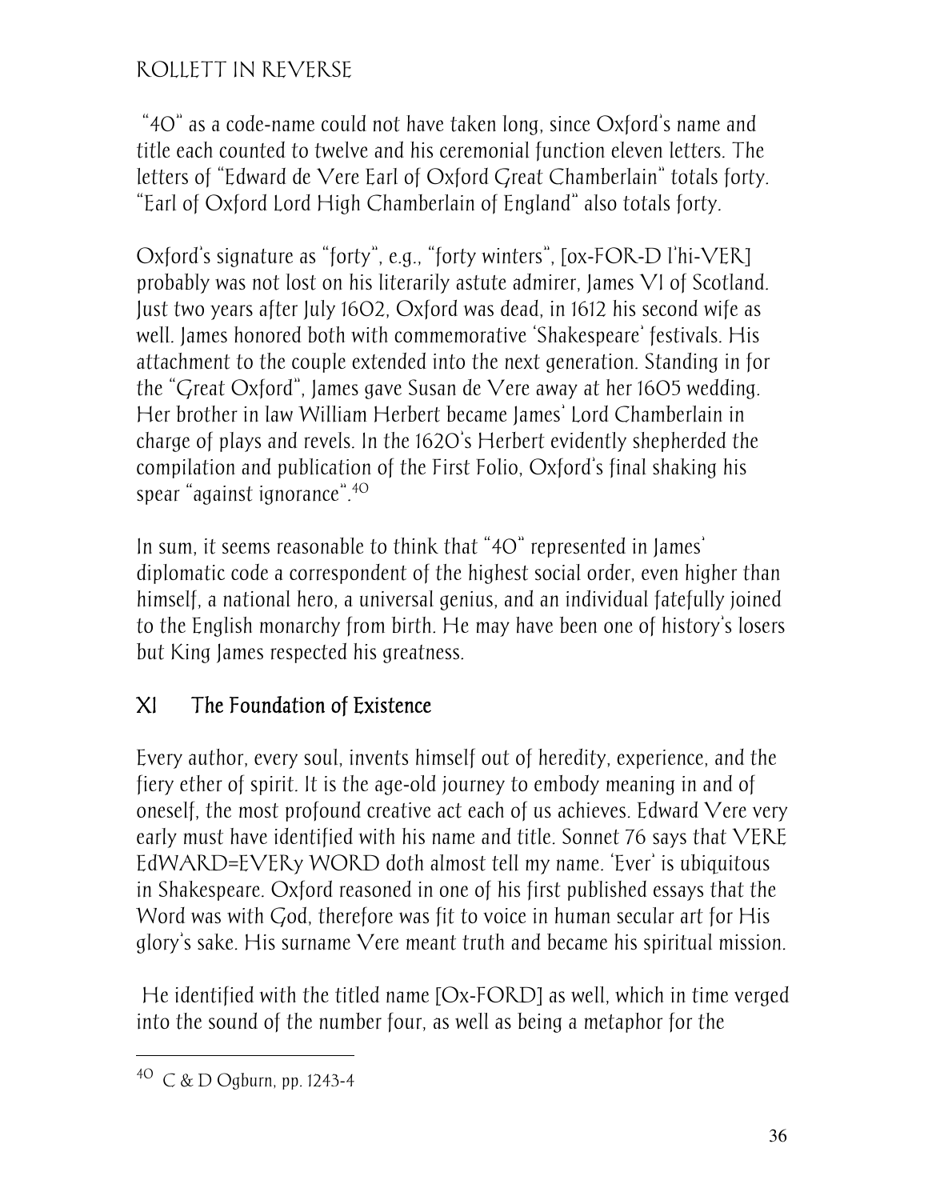"40" as a code-name could not have taken long, since Oxford's name and title each counted to twelve and his ceremonial function eleven letters. The letters of "Edward de Vere Earl of Oxford Great Chamberlain" totals forty. "Earl of Oxford Lord High Chamberlain of England" also totals forty.

Oxford's signature as "forty", e.g., "forty winters", [ox-FOR-D l'hi-VER] probably was not lost on his literarily astute admirer, James VI of Scotland. Just two years after July 1602, Oxford was dead, in 1612 his second wife as well. James honored both with commemorative 'Shakespeare' festivals. His attachment to the couple extended into the next generation. Standing in for the "Great Oxford", James gave Susan de Vere away at her 1605 wedding. Her brother in law William Herbert became James' Lord Chamberlain in charge of plays and revels. In the 1620's Herbert evidently shepherded the compilation and publication of the First Folio, Oxford's final shaking his spear "against ignorance".[40]

In sum, it seems reasonable to think that "40" represented in James' diplomatic code a correspondent of the highest social order, even higher than himself, a national hero, a universal genius, and an individual fatefully joined to the English monarchy from birth. He may have been one of history's losers but King James respected his greatness.

## XI The Foundation of Existence

Every author, every soul, invents himself out of heredity, experience, and the fiery ether of spirit. It is the age-old journey to embody meaning in and of oneself, the most profound creative act each of us achieves. Edward Vere very early must have identified with his name and title. Sonnet 76 says that VERE EdWARD=EVERy WORD doth almost tell my name. 'Ever' is ubiquitous in Shakespeare. Oxford reasoned in one of his first published essays that the Word was with God, therefore was fit to voice in human secular art for His glory's sake. His surname Vere meant truth and became his spiritual mission.

He identified with the titled name [Ox-FORD] as well, which in time verged into the sound of the number four, as well as being a metaphor for the

---

[40] C & D Ogburn, pp. 1243-4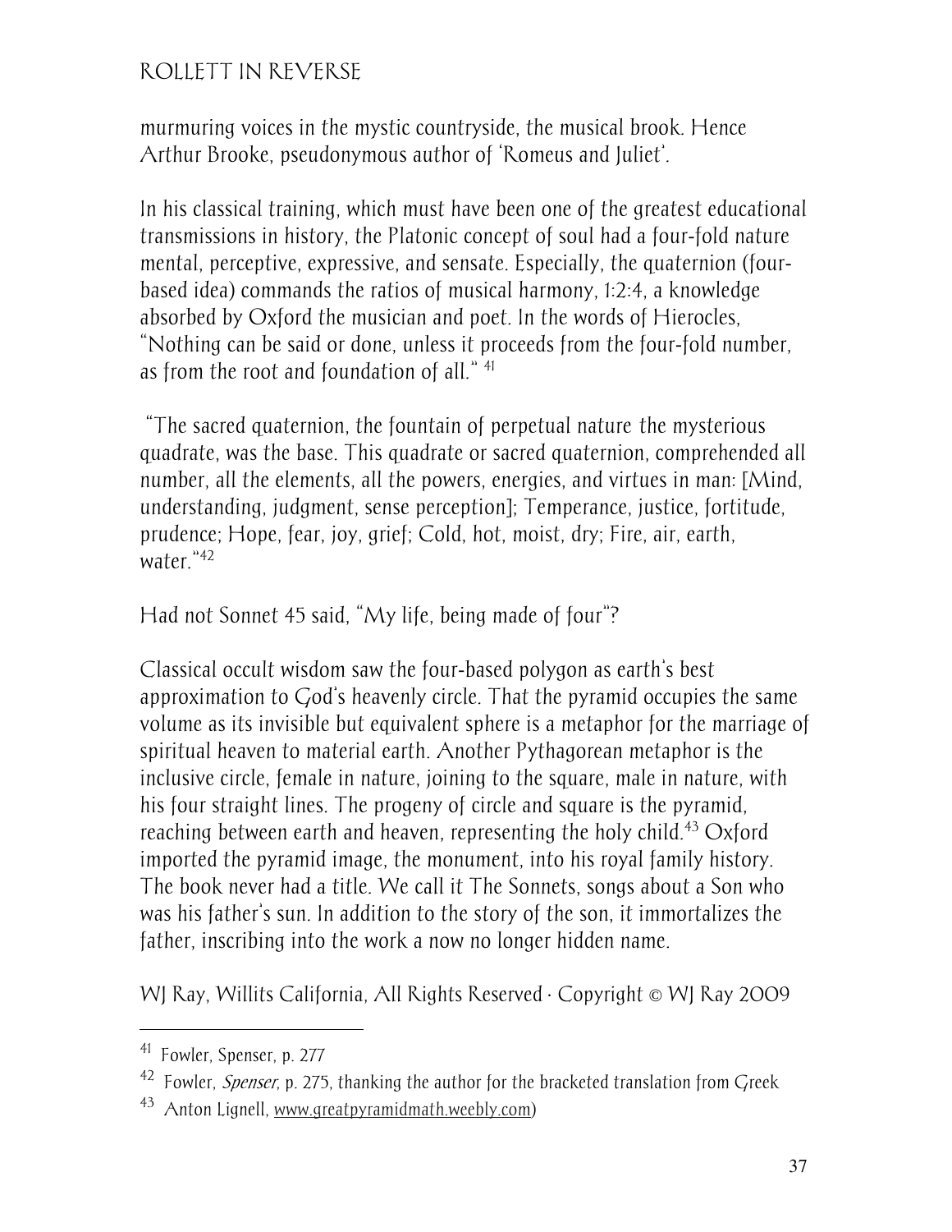murmuring voices in the mystic countryside, the musical brook. Hence Arthur Brooke, pseudonymous author of 'Romeus and Juliet'.

In his classical training, which must have been one of the greatest educational transmissions in history, the Platonic concept of soul had a four-fold nature mental, perceptive, expressive, and sensate. Especially, the quaternion (four-based idea) commands the ratios of musical harmony, 1:2:4, a knowledge absorbed by Oxford the musician and poet. In the words of Hierocles, "Nothing can be said or done, unless it proceeds from the four-fold number, as from the root and foundation of all." [41]

"The sacred quaternion, the fountain of perpetual nature the mysterious quadrate, was the base. This quadrate or sacred quaternion, comprehended all number, all the elements, all the powers, energies, and virtues in man: [Mind, understanding, judgment, sense perception]; Temperance, justice, fortitude, prudence; Hope, fear, joy, grief; Cold, hot, moist, dry; Fire, air, earth, water."[42]

Had not Sonnet 45 said, "My life, being made of four"?

Classical occult wisdom saw the four-based polygon as earth's best approximation to God's heavenly circle. That the pyramid occupies the same volume as its invisible but equivalent sphere is a metaphor for the marriage of spiritual heaven to material earth. Another Pythagorean metaphor is the inclusive circle, female in nature, joining to the square, male in nature, with his four straight lines. The progeny of circle and square is the pyramid, reaching between earth and heaven, representing the holy child.[43] Oxford imported the pyramid image, the monument, into his royal family history. The book never had a title. We call it The Sonnets, songs about a Son who was his father's sun. In addition to the story of the son, it immortalizes the father, inscribing into the work a now no longer hidden name.

WJ Ray, Willits California, All Rights Reserved · Copyright © WJ Ray 2009

---

[41] Fowler, Spenser, p. 277

[42] Fowler, *Spenser*, p. 275, thanking the author for the bracketed translation from Greek

[43] Anton Lignell, www.greatpyramidmath.weebly.com)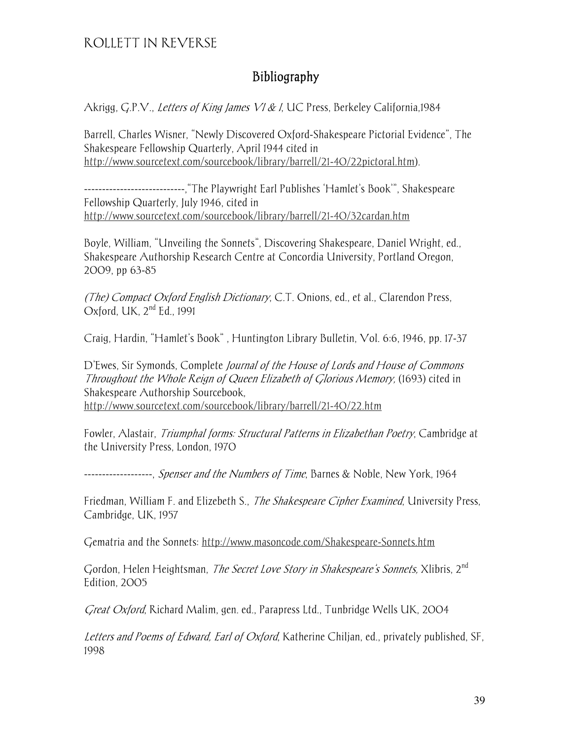## Bibliography

Akrigg, G.P.V., *Letters of King James VI & I*, UC Press, Berkeley California,1984

Barrell, Charles Wisner, "Newly Discovered Oxford-Shakespeare Pictorial Evidence", The Shakespeare Fellowship Quarterly, April 1944 cited in http://www.sourcetext.com/sourcebook/library/barrell/21-40/22pictoral.htm).

---------------------------,"The Playwright Earl Publishes 'Hamlet's Book'", Shakespeare Fellowship Quarterly, July 1946, cited in http://www.sourcetext.com/sourcebook/library/barrell/21-40/32cardan.htm

Boyle, William, "Unveiling the Sonnets", Discovering Shakespeare, Daniel Wright, ed., Shakespeare Authorship Research Centre at Concordia University, Portland Oregon, 2009, pp 63-85

*(The) Compact Oxford English Dictionary*, C.T. Onions, ed., et al., Clarendon Press, Oxford, UK, 2nd Ed., 1991

Craig, Hardin, "Hamlet's Book" , Huntington Library Bulletin, Vol. 6:6, 1946, pp. 17-37

D'Ewes, Sir Symonds, Complete *Journal of the House of Lords and House of Commons Throughout the Whole Reign of Queen Elizabeth of Glorious Memory,* (1693) cited in Shakespeare Authorship Sourcebook, http://www.sourcetext.com/sourcebook/library/barrell/21-40/22.htm

Fowler, Alastair, *Triumphal forms: Structural Patterns in Elizabethan Poetry*, Cambridge at the University Press, London, 1970

-------------------, *Spenser and the Numbers of Time*, Barnes & Noble, New York, 1964

Friedman, William F. and Elizebeth S., *The Shakespeare Cipher Examined*, University Press, Cambridge, UK, 1957

Gematria and the Sonnets: http://www.masoncode.com/Shakespeare-Sonnets.htm

Gordon, Helen Heightsman, *The Secret Love Story in Shakespeare's Sonnets,* Xlibris, 2nd Edition, 2005

*Great Oxford*, Richard Malim, gen. ed., Parapress Ltd., Tunbridge Wells UK, 2004

*Letters and Poems of Edward, Earl of Oxford*, Katherine Chiljan, ed., privately published, SF, 1998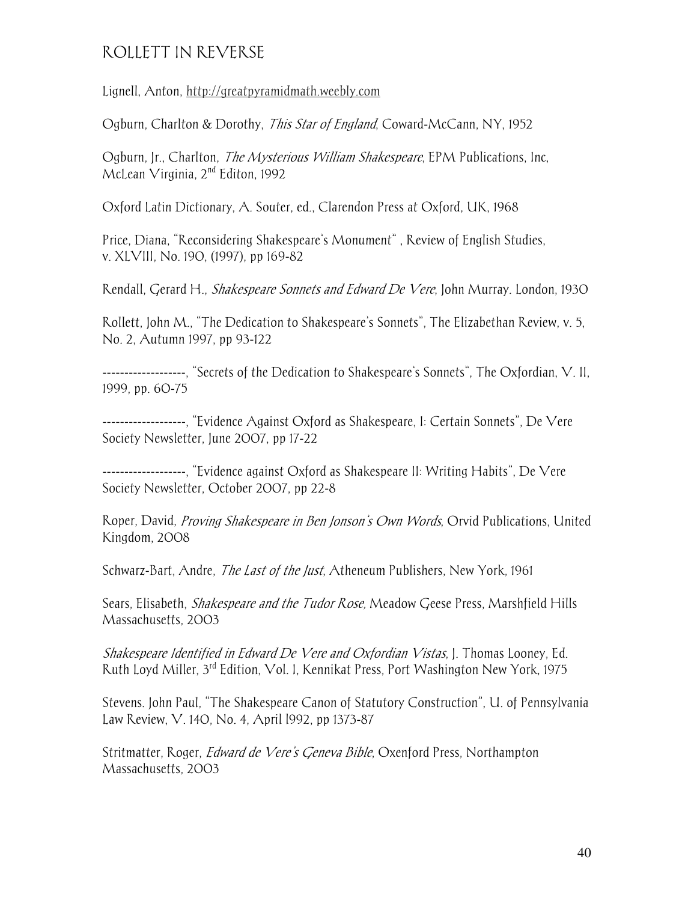Lignell, Anton, http://greatpyramidmath.weebly.com

Ogburn, Charlton & Dorothy, *This Star of England*, Coward-McCann, NY, 1952

Ogburn, Jr., Charlton, *The Mysterious William Shakespeare*, EPM Publications, Inc, McLean Virginia, 2nd Editon, 1992

Oxford Latin Dictionary, A. Souter, ed., Clarendon Press at Oxford, UK, 1968

Price, Diana, "Reconsidering Shakespeare's Monument" , Review of English Studies, v. XLVIII, No. 190, (1997), pp 169-82

Rendall, Gerard H., *Shakespeare Sonnets and Edward De Vere*, John Murray. London, 1930

Rollett, John M., "The Dedication to Shakespeare's Sonnets", The Elizabethan Review, v. 5, No. 2, Autumn 1997, pp 93-122

-------------------, "Secrets of the Dedication to Shakespeare's Sonnets", The Oxfordian, V. II, 1999, pp. 60-75

-------------------, "Evidence Against Oxford as Shakespeare, I: Certain Sonnets", De Vere Society Newsletter, June 2007, pp 17-22

-------------------, "Evidence against Oxford as Shakespeare II: Writing Habits", De Vere Society Newsletter, October 2007, pp 22-8

Roper, David, *Proving Shakespeare in Ben Jonson's Own Words*, Orvid Publications, United Kingdom, 2008

Schwarz-Bart, Andre, *The Last of the Just*, Atheneum Publishers, New York, 1961

Sears, Elisabeth, *Shakespeare and the Tudor Rose,* Meadow Geese Press, Marshfield Hills Massachusetts, 2003

*Shakespeare Identified in Edward De Vere and Oxfordian Vistas*, J. Thomas Looney, Ed. Ruth Loyd Miller, 3rd Edition, Vol. I, Kennikat Press, Port Washington New York, 1975

Stevens. John Paul, "The Shakespeare Canon of Statutory Construction", U. of Pennsylvania Law Review, V. 140, No. 4, April 1992, pp 1373-87

Stritmatter, Roger, *Edward de Vere's Geneva Bible*, Oxenford Press, Northampton Massachusetts, 2003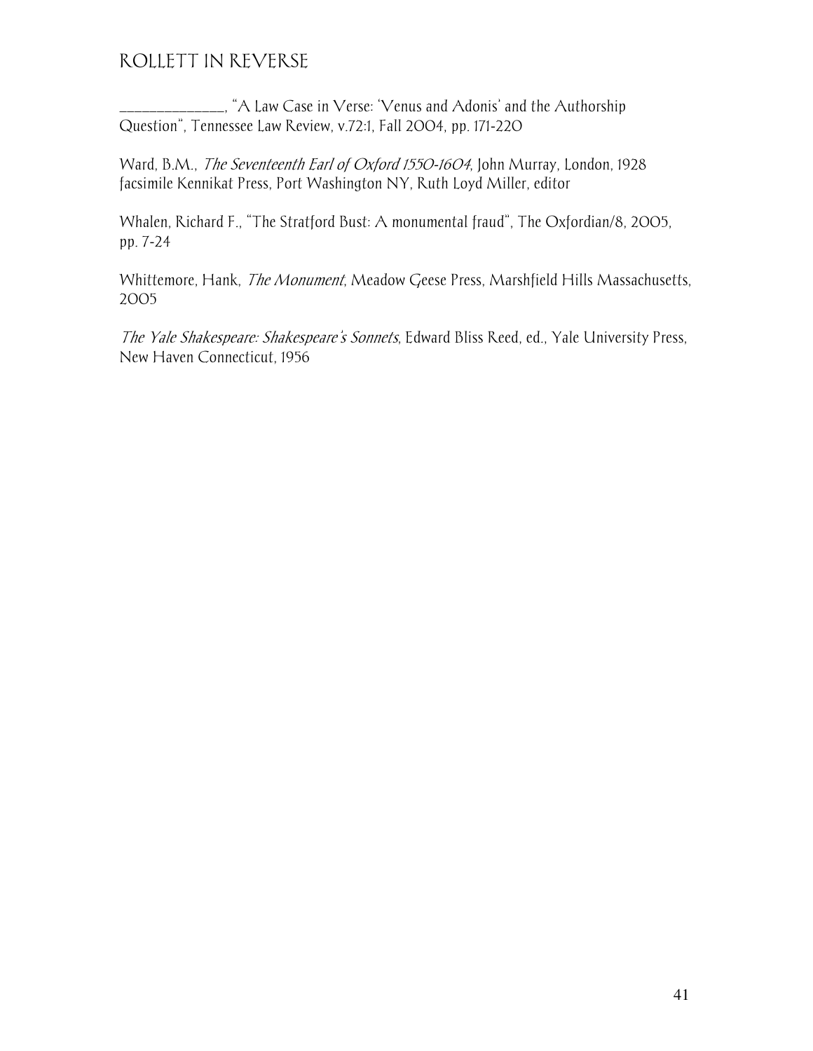______________, "A Law Case in Verse: 'Venus and Adonis' and the Authorship Question", Tennessee Law Review, v.72:1, Fall 2004, pp. 171-220

Ward, B.M., *The Seventeenth Earl of Oxford 1550-1604*, John Murray, London, 1928 facsimile Kennikat Press, Port Washington NY, Ruth Loyd Miller, editor

Whalen, Richard F., "The Stratford Bust: A monumental fraud", The Oxfordian/8, 2005, pp. 7-24

Whittemore, Hank, *The Monument*, Meadow Geese Press, Marshfield Hills Massachusetts, 2005

*The Yale Shakespeare: Shakespeare's Sonnets*, Edward Bliss Reed, ed., Yale University Press, New Haven Connecticut, 1956